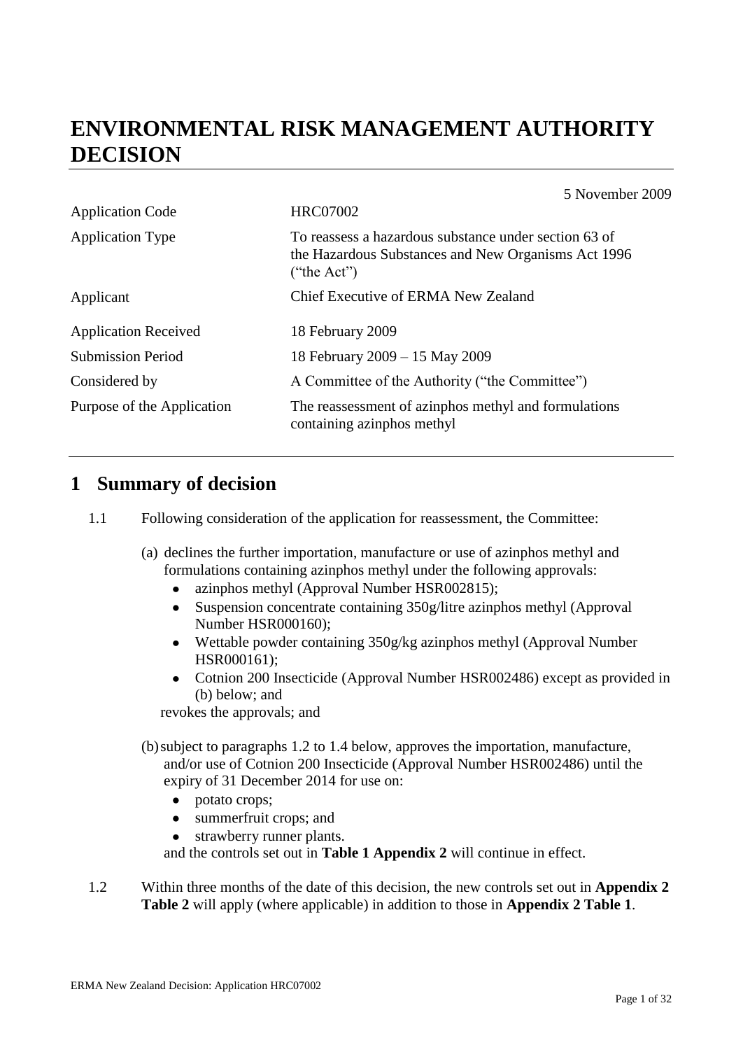# ENVIRONMENTAL RISK MANAGEMENT AUTHORITY DECISION

5 November 2009

| | |
|---|---|
| Application Code | HRC07002 |
| Application Type | To reassess a hazardous substance under section 63 of the Hazardous Substances and New Organisms Act 1996 ("the Act") |
| Applicant | Chief Executive of ERMA New Zealand |
| Application Received | 18 February 2009 |
| Submission Period | 18 February 2009 – 15 May 2009 |
| Considered by | A Committee of the Authority ("the Committee") |
| Purpose of the Application | The reassessment of azinphos methyl and formulations containing azinphos methyl |

## 1 Summary of decision

1.1 Following consideration of the application for reassessment, the Committee:

(a) declines the further importation, manufacture or use of azinphos methyl and formulations containing azinphos methyl under the following approvals:

- azinphos methyl (Approval Number HSR002815);
- Suspension concentrate containing 350g/litre azinphos methyl (Approval Number HSR000160);
- Wettable powder containing 350g/kg azinphos methyl (Approval Number HSR000161);
- Cotnion 200 Insecticide (Approval Number HSR002486) except as provided in (b) below; and

revokes the approvals; and

(b) subject to paragraphs 1.2 to 1.4 below, approves the importation, manufacture, and/or use of Cotnion 200 Insecticide (Approval Number HSR002486) until the expiry of 31 December 2014 for use on:

- potato crops;
- summerfruit crops; and
- strawberry runner plants.

and the controls set out in **Table 1 Appendix 2** will continue in effect.

1.2 Within three months of the date of this decision, the new controls set out in **Appendix 2 Table 2** will apply (where applicable) in addition to those in **Appendix 2 Table 1**.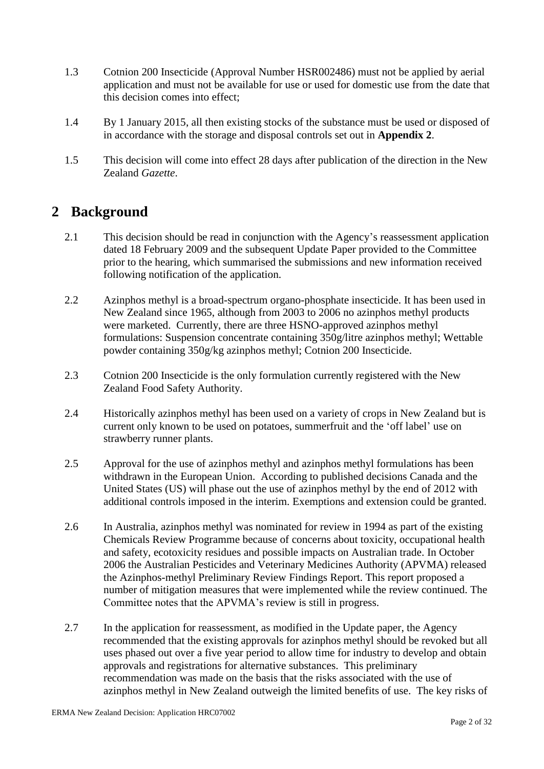1.3 Cotnion 200 Insecticide (Approval Number HSR002486) must not be applied by aerial application and must not be available for use or used for domestic use from the date that this decision comes into effect;

1.4 By 1 January 2015, all then existing stocks of the substance must be used or disposed of in accordance with the storage and disposal controls set out in **Appendix 2**.

1.5 This decision will come into effect 28 days after publication of the direction in the New Zealand *Gazette*.

# 2 Background

2.1 This decision should be read in conjunction with the Agency's reassessment application dated 18 February 2009 and the subsequent Update Paper provided to the Committee prior to the hearing, which summarised the submissions and new information received following notification of the application.

2.2 Azinphos methyl is a broad-spectrum organo-phosphate insecticide. It has been used in New Zealand since 1965, although from 2003 to 2006 no azinphos methyl products were marketed. Currently, there are three HSNO-approved azinphos methyl formulations: Suspension concentrate containing 350g/litre azinphos methyl; Wettable powder containing 350g/kg azinphos methyl; Cotnion 200 Insecticide.

2.3 Cotnion 200 Insecticide is the only formulation currently registered with the New Zealand Food Safety Authority.

2.4 Historically azinphos methyl has been used on a variety of crops in New Zealand but is current only known to be used on potatoes, summerfruit and the 'off label' use on strawberry runner plants.

2.5 Approval for the use of azinphos methyl and azinphos methyl formulations has been withdrawn in the European Union. According to published decisions Canada and the United States (US) will phase out the use of azinphos methyl by the end of 2012 with additional controls imposed in the interim. Exemptions and extension could be granted.

2.6 In Australia, azinphos methyl was nominated for review in 1994 as part of the existing Chemicals Review Programme because of concerns about toxicity, occupational health and safety, ecotoxicity residues and possible impacts on Australian trade. In October 2006 the Australian Pesticides and Veterinary Medicines Authority (APVMA) released the Azinphos-methyl Preliminary Review Findings Report. This report proposed a number of mitigation measures that were implemented while the review continued. The Committee notes that the APVMA's review is still in progress.

2.7 In the application for reassessment, as modified in the Update paper, the Agency recommended that the existing approvals for azinphos methyl should be revoked but all uses phased out over a five year period to allow time for industry to develop and obtain approvals and registrations for alternative substances. This preliminary recommendation was made on the basis that the risks associated with the use of azinphos methyl in New Zealand outweigh the limited benefits of use. The key risks of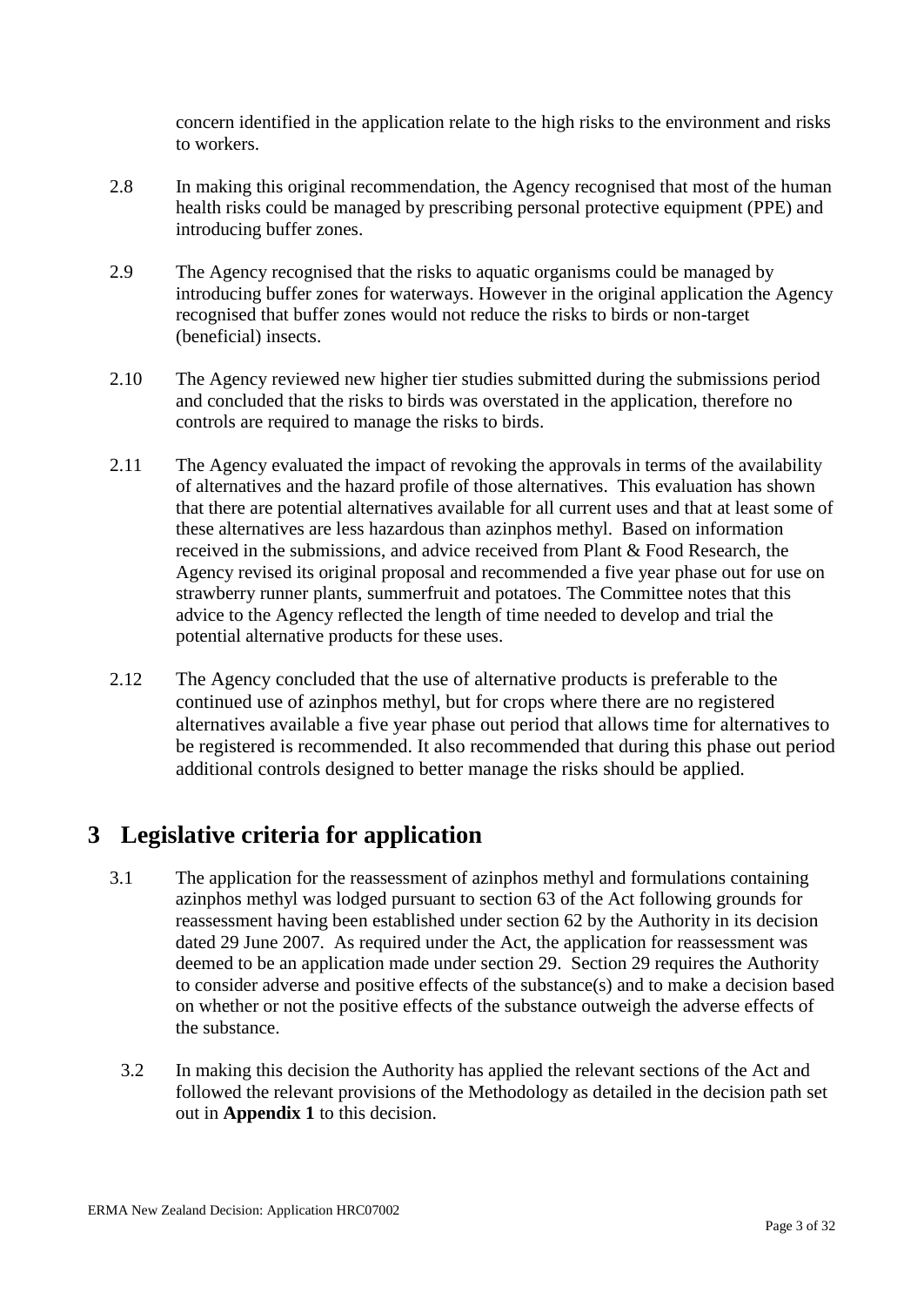concern identified in the application relate to the high risks to the environment and risks to workers.

2.8 In making this original recommendation, the Agency recognised that most of the human health risks could be managed by prescribing personal protective equipment (PPE) and introducing buffer zones.

2.9 The Agency recognised that the risks to aquatic organisms could be managed by introducing buffer zones for waterways. However in the original application the Agency recognised that buffer zones would not reduce the risks to birds or non-target (beneficial) insects.

2.10 The Agency reviewed new higher tier studies submitted during the submissions period and concluded that the risks to birds was overstated in the application, therefore no controls are required to manage the risks to birds.

2.11 The Agency evaluated the impact of revoking the approvals in terms of the availability of alternatives and the hazard profile of those alternatives. This evaluation has shown that there are potential alternatives available for all current uses and that at least some of these alternatives are less hazardous than azinphos methyl. Based on information received in the submissions, and advice received from Plant & Food Research, the Agency revised its original proposal and recommended a five year phase out for use on strawberry runner plants, summerfruit and potatoes. The Committee notes that this advice to the Agency reflected the length of time needed to develop and trial the potential alternative products for these uses.

2.12 The Agency concluded that the use of alternative products is preferable to the continued use of azinphos methyl, but for crops where there are no registered alternatives available a five year phase out period that allows time for alternatives to be registered is recommended. It also recommended that during this phase out period additional controls designed to better manage the risks should be applied.

# 3 Legislative criteria for application

3.1 The application for the reassessment of azinphos methyl and formulations containing azinphos methyl was lodged pursuant to section 63 of the Act following grounds for reassessment having been established under section 62 by the Authority in its decision dated 29 June 2007. As required under the Act, the application for reassessment was deemed to be an application made under section 29. Section 29 requires the Authority to consider adverse and positive effects of the substance(s) and to make a decision based on whether or not the positive effects of the substance outweigh the adverse effects of the substance.

3.2 In making this decision the Authority has applied the relevant sections of the Act and followed the relevant provisions of the Methodology as detailed in the decision path set out in **Appendix 1** to this decision.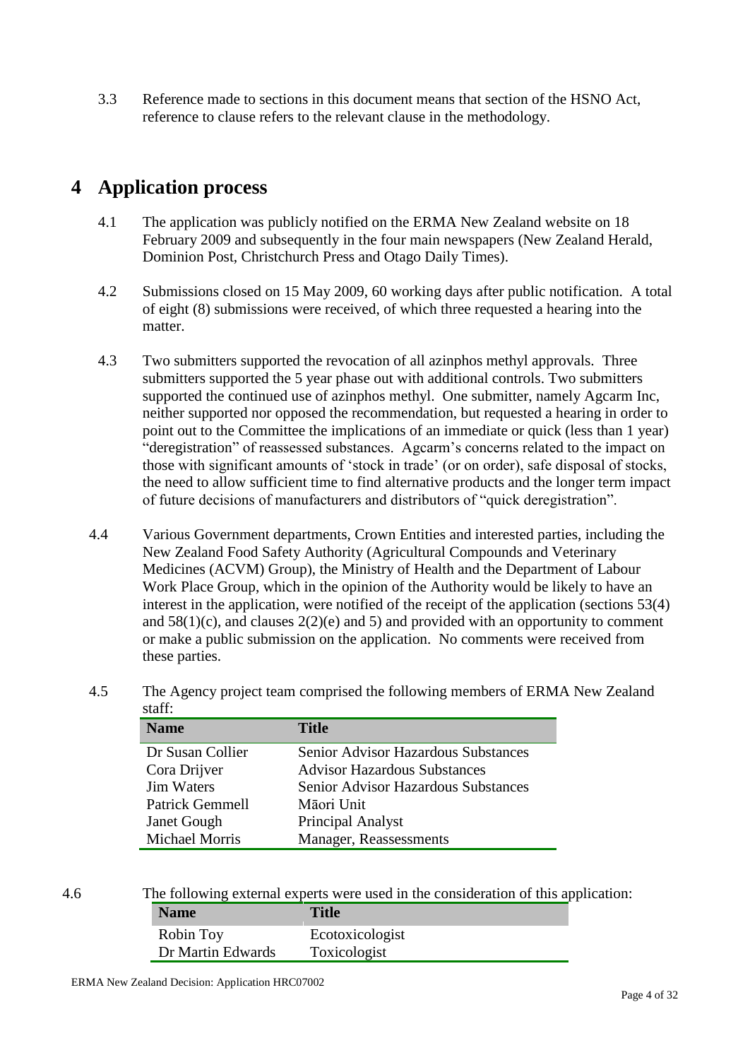3.3 Reference made to sections in this document means that section of the HSNO Act, reference to clause refers to the relevant clause in the methodology.

# 4 Application process

4.1 The application was publicly notified on the ERMA New Zealand website on 18 February 2009 and subsequently in the four main newspapers (New Zealand Herald, Dominion Post, Christchurch Press and Otago Daily Times).

4.2 Submissions closed on 15 May 2009, 60 working days after public notification. A total of eight (8) submissions were received, of which three requested a hearing into the matter.

4.3 Two submitters supported the revocation of all azinphos methyl approvals. Three submitters supported the 5 year phase out with additional controls. Two submitters supported the continued use of azinphos methyl. One submitter, namely Agcarm Inc, neither supported nor opposed the recommendation, but requested a hearing in order to point out to the Committee the implications of an immediate or quick (less than 1 year) "deregistration" of reassessed substances. Agcarm's concerns related to the impact on those with significant amounts of 'stock in trade' (or on order), safe disposal of stocks, the need to allow sufficient time to find alternative products and the longer term impact of future decisions of manufacturers and distributors of "quick deregistration".

4.4 Various Government departments, Crown Entities and interested parties, including the New Zealand Food Safety Authority (Agricultural Compounds and Veterinary Medicines (ACVM) Group), the Ministry of Health and the Department of Labour Work Place Group, which in the opinion of the Authority would be likely to have an interest in the application, were notified of the receipt of the application (sections 53(4) and 58(1)(c), and clauses 2(2)(e) and 5) and provided with an opportunity to comment or make a public submission on the application. No comments were received from these parties.

4.5 The Agency project team comprised the following members of ERMA New Zealand staff:

| Name | Title |
|---|---|
| Dr Susan Collier | Senior Advisor Hazardous Substances |
| Cora Drijver | Advisor Hazardous Substances |
| Jim Waters | Senior Advisor Hazardous Substances |
| Patrick Gemmell | Māori Unit |
| Janet Gough | Principal Analyst |
| Michael Morris | Manager, Reassessments |

4.6 The following external experts were used in the consideration of this application:

| Name | Title |
|---|---|
| Robin Toy | Ecotoxicologist |
| Dr Martin Edwards | Toxicologist |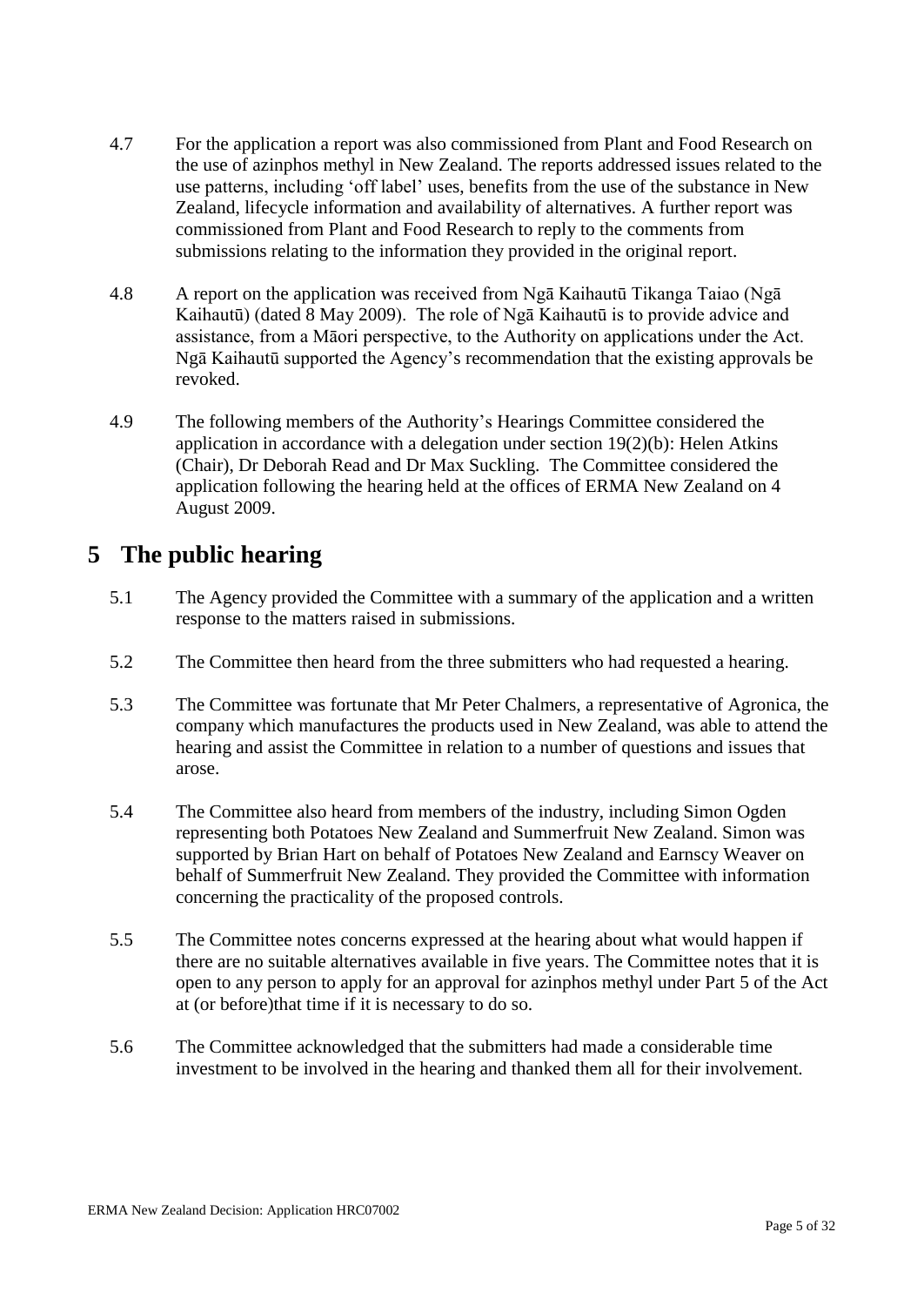4.7 For the application a report was also commissioned from Plant and Food Research on the use of azinphos methyl in New Zealand. The reports addressed issues related to the use patterns, including 'off label' uses, benefits from the use of the substance in New Zealand, lifecycle information and availability of alternatives. A further report was commissioned from Plant and Food Research to reply to the comments from submissions relating to the information they provided in the original report.

4.8 A report on the application was received from Ngā Kaihautū Tikanga Taiao (Ngā Kaihautū) (dated 8 May 2009). The role of Ngā Kaihautū is to provide advice and assistance, from a Māori perspective, to the Authority on applications under the Act. Ngā Kaihautū supported the Agency's recommendation that the existing approvals be revoked.

4.9 The following members of the Authority's Hearings Committee considered the application in accordance with a delegation under section 19(2)(b): Helen Atkins (Chair), Dr Deborah Read and Dr Max Suckling. The Committee considered the application following the hearing held at the offices of ERMA New Zealand on 4 August 2009.

# 5 The public hearing

5.1 The Agency provided the Committee with a summary of the application and a written response to the matters raised in submissions.

5.2 The Committee then heard from the three submitters who had requested a hearing.

5.3 The Committee was fortunate that Mr Peter Chalmers, a representative of Agronica, the company which manufactures the products used in New Zealand, was able to attend the hearing and assist the Committee in relation to a number of questions and issues that arose.

5.4 The Committee also heard from members of the industry, including Simon Ogden representing both Potatoes New Zealand and Summerfruit New Zealand. Simon was supported by Brian Hart on behalf of Potatoes New Zealand and Earnscy Weaver on behalf of Summerfruit New Zealand. They provided the Committee with information concerning the practicality of the proposed controls.

5.5 The Committee notes concerns expressed at the hearing about what would happen if there are no suitable alternatives available in five years. The Committee notes that it is open to any person to apply for an approval for azinphos methyl under Part 5 of the Act at (or before)that time if it is necessary to do so.

5.6 The Committee acknowledged that the submitters had made a considerable time investment to be involved in the hearing and thanked them all for their involvement.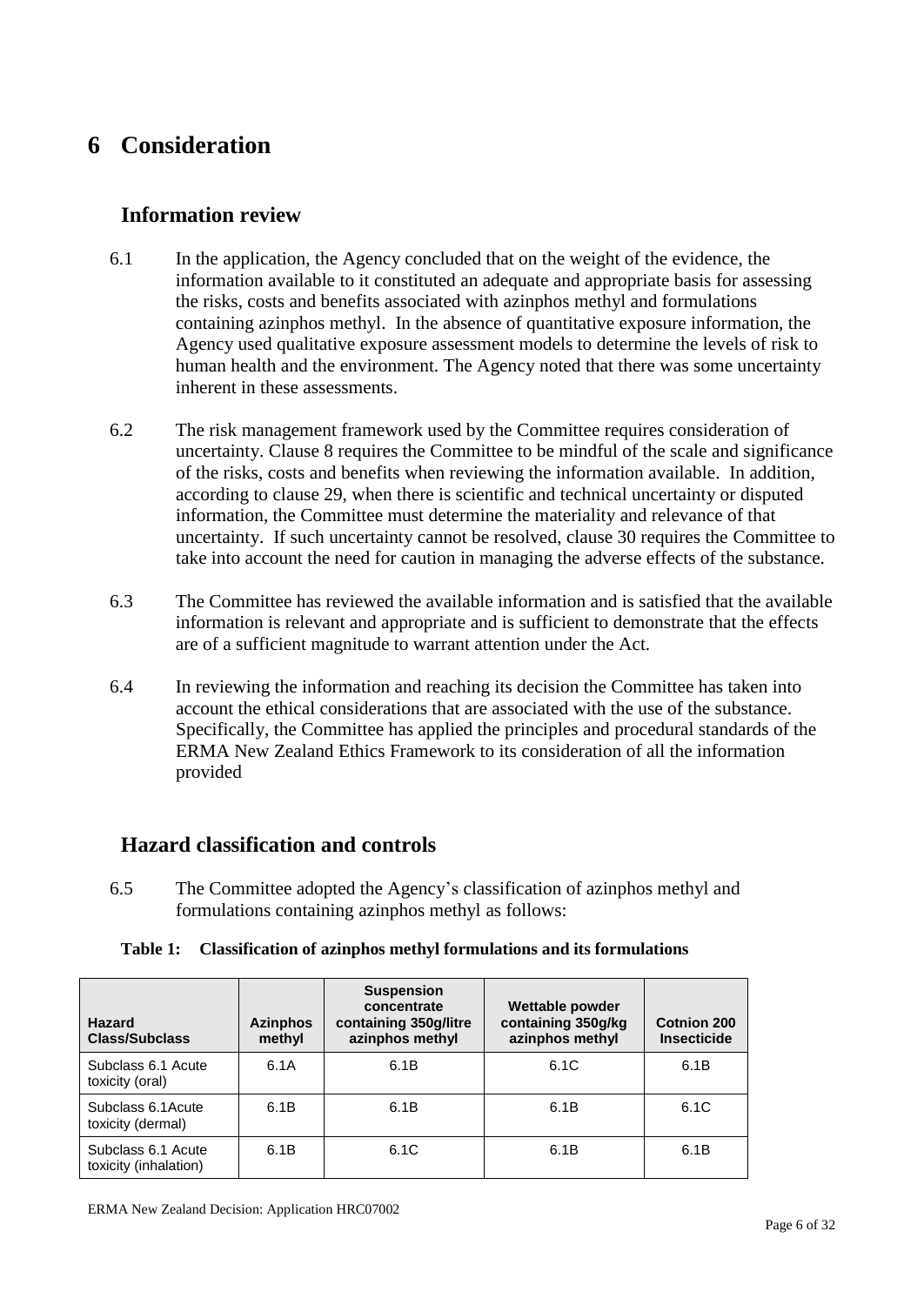# 6 Consideration

## Information review

6.1 In the application, the Agency concluded that on the weight of the evidence, the information available to it constituted an adequate and appropriate basis for assessing the risks, costs and benefits associated with azinphos methyl and formulations containing azinphos methyl. In the absence of quantitative exposure information, the Agency used qualitative exposure assessment models to determine the levels of risk to human health and the environment. The Agency noted that there was some uncertainty inherent in these assessments.

6.2 The risk management framework used by the Committee requires consideration of uncertainty. Clause 8 requires the Committee to be mindful of the scale and significance of the risks, costs and benefits when reviewing the information available. In addition, according to clause 29, when there is scientific and technical uncertainty or disputed information, the Committee must determine the materiality and relevance of that uncertainty. If such uncertainty cannot be resolved, clause 30 requires the Committee to take into account the need for caution in managing the adverse effects of the substance.

6.3 The Committee has reviewed the available information and is satisfied that the available information is relevant and appropriate and is sufficient to demonstrate that the effects are of a sufficient magnitude to warrant attention under the Act.

6.4 In reviewing the information and reaching its decision the Committee has taken into account the ethical considerations that are associated with the use of the substance. Specifically, the Committee has applied the principles and procedural standards of the ERMA New Zealand Ethics Framework to its consideration of all the information provided

## Hazard classification and controls

6.5 The Committee adopted the Agency's classification of azinphos methyl and formulations containing azinphos methyl as follows:

**Table 1: Classification of azinphos methyl formulations and its formulations**

| Hazard Class/Subclass | Azinphos methyl | Suspension concentrate containing 350g/litre azinphos methyl | Wettable powder containing 350g/kg azinphos methyl | Cotnion 200 Insecticide |
|---|---|---|---|---|
| Subclass 6.1 Acute toxicity (oral) | 6.1A | 6.1B | 6.1C | 6.1B |
| Subclass 6.1Acute toxicity (dermal) | 6.1B | 6.1B | 6.1B | 6.1C |
| Subclass 6.1 Acute toxicity (inhalation) | 6.1B | 6.1C | 6.1B | 6.1B |

ERMA New Zealand Decision: Application HRC07002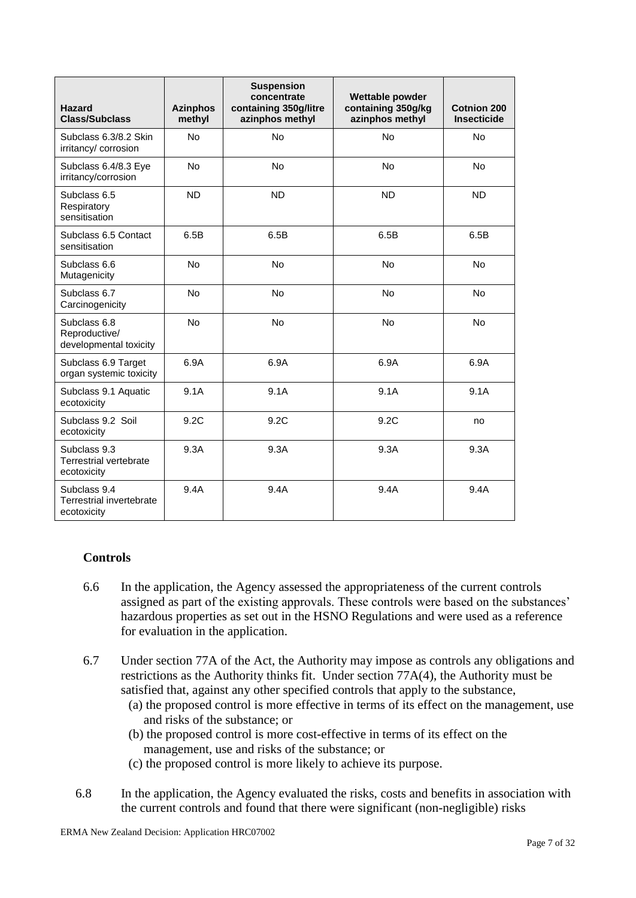| Hazard Class/Subclass | Azinphos methyl | Suspension concentrate containing 350g/litre azinphos methyl | Wettable powder containing 350g/kg azinphos methyl | Cotnion 200 Insecticide |
|---|---|---|---|---|
| Subclass 6.3/8.2 Skin irritancy/ corrosion | No | No | No | No |
| Subclass 6.4/8.3 Eye irritancy/corrosion | No | No | No | No |
| Subclass 6.5 Respiratory sensitisation | ND | ND | ND | ND |
| Subclass 6.5 Contact sensitisation | 6.5B | 6.5B | 6.5B | 6.5B |
| Subclass 6.6 Mutagenicity | No | No | No | No |
| Subclass 6.7 Carcinogenicity | No | No | No | No |
| Subclass 6.8 Reproductive/ developmental toxicity | No | No | No | No |
| Subclass 6.9 Target organ systemic toxicity | 6.9A | 6.9A | 6.9A | 6.9A |
| Subclass 9.1 Aquatic ecotoxicity | 9.1A | 9.1A | 9.1A | 9.1A |
| Subclass 9.2 Soil ecotoxicity | 9.2C | 9.2C | 9.2C | no |
| Subclass 9.3 Terrestrial vertebrate ecotoxicity | 9.3A | 9.3A | 9.3A | 9.3A |
| Subclass 9.4 Terrestrial invertebrate ecotoxicity | 9.4A | 9.4A | 9.4A | 9.4A |

## Controls

6.6 In the application, the Agency assessed the appropriateness of the current controls assigned as part of the existing approvals. These controls were based on the substances' hazardous properties as set out in the HSNO Regulations and were used as a reference for evaluation in the application.

6.7 Under section 77A of the Act, the Authority may impose as controls any obligations and restrictions as the Authority thinks fit. Under section 77A(4), the Authority must be satisfied that, against any other specified controls that apply to the substance,

(a) the proposed control is more effective in terms of its effect on the management, use and risks of the substance; or

(b) the proposed control is more cost-effective in terms of its effect on the management, use and risks of the substance; or

(c) the proposed control is more likely to achieve its purpose.

6.8 In the application, the Agency evaluated the risks, costs and benefits in association with the current controls and found that there were significant (non-negligible) risks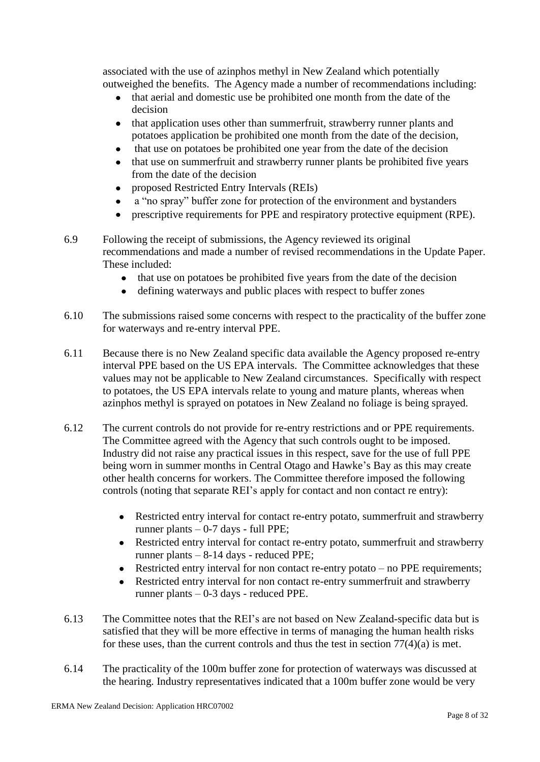associated with the use of azinphos methyl in New Zealand which potentially outweighed the benefits. The Agency made a number of recommendations including:

- that aerial and domestic use be prohibited one month from the date of the decision
- that application uses other than summerfruit, strawberry runner plants and potatoes application be prohibited one month from the date of the decision,
- that use on potatoes be prohibited one year from the date of the decision
- that use on summerfruit and strawberry runner plants be prohibited five years from the date of the decision
- proposed Restricted Entry Intervals (REIs)
- a "no spray" buffer zone for protection of the environment and bystanders
- prescriptive requirements for PPE and respiratory protective equipment (RPE).

6.9 Following the receipt of submissions, the Agency reviewed its original recommendations and made a number of revised recommendations in the Update Paper. These included:

- that use on potatoes be prohibited five years from the date of the decision
- defining waterways and public places with respect to buffer zones

6.10 The submissions raised some concerns with respect to the practicality of the buffer zone for waterways and re-entry interval PPE.

6.11 Because there is no New Zealand specific data available the Agency proposed re-entry interval PPE based on the US EPA intervals. The Committee acknowledges that these values may not be applicable to New Zealand circumstances. Specifically with respect to potatoes, the US EPA intervals relate to young and mature plants, whereas when azinphos methyl is sprayed on potatoes in New Zealand no foliage is being sprayed.

6.12 The current controls do not provide for re-entry restrictions and or PPE requirements. The Committee agreed with the Agency that such controls ought to be imposed. Industry did not raise any practical issues in this respect, save for the use of full PPE being worn in summer months in Central Otago and Hawke's Bay as this may create other health concerns for workers. The Committee therefore imposed the following controls (noting that separate REI's apply for contact and non contact re entry):

- Restricted entry interval for contact re-entry potato, summerfruit and strawberry runner plants – 0-7 days - full PPE;
- Restricted entry interval for contact re-entry potato, summerfruit and strawberry runner plants – 8-14 days - reduced PPE;
- Restricted entry interval for non contact re-entry potato – no PPE requirements;
- Restricted entry interval for non contact re-entry summerfruit and strawberry runner plants – 0-3 days - reduced PPE.

6.13 The Committee notes that the REI's are not based on New Zealand-specific data but is satisfied that they will be more effective in terms of managing the human health risks for these uses, than the current controls and thus the test in section 77(4)(a) is met.

6.14 The practicality of the 100m buffer zone for protection of waterways was discussed at the hearing. Industry representatives indicated that a 100m buffer zone would be very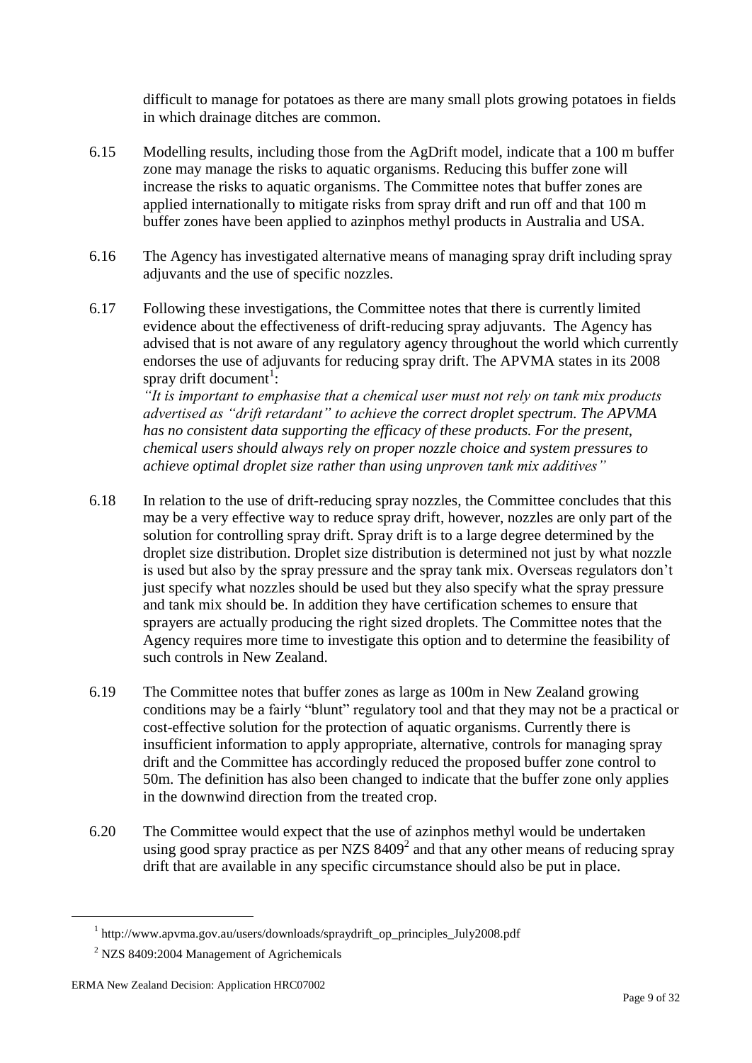difficult to manage for potatoes as there are many small plots growing potatoes in fields in which drainage ditches are common.

6.15 Modelling results, including those from the AgDrift model, indicate that a 100 m buffer zone may manage the risks to aquatic organisms. Reducing this buffer zone will increase the risks to aquatic organisms. The Committee notes that buffer zones are applied internationally to mitigate risks from spray drift and run off and that 100 m buffer zones have been applied to azinphos methyl products in Australia and USA.

6.16 The Agency has investigated alternative means of managing spray drift including spray adjuvants and the use of specific nozzles.

6.17 Following these investigations, the Committee notes that there is currently limited evidence about the effectiveness of drift-reducing spray adjuvants. The Agency has advised that is not aware of any regulatory agency throughout the world which currently endorses the use of adjuvants for reducing spray drift. The APVMA states in its 2008 spray drift document[1]:
*"It is important to emphasise that a chemical user must not rely on tank mix products advertised as "drift retardant" to achieve the correct droplet spectrum. The APVMA has no consistent data supporting the efficacy of these products. For the present, chemical users should always rely on proper nozzle choice and system pressures to achieve optimal droplet size rather than using unproven tank mix additives"*

6.18 In relation to the use of drift-reducing spray nozzles, the Committee concludes that this may be a very effective way to reduce spray drift, however, nozzles are only part of the solution for controlling spray drift. Spray drift is to a large degree determined by the droplet size distribution. Droplet size distribution is determined not just by what nozzle is used but also by the spray pressure and the spray tank mix. Overseas regulators don't just specify what nozzles should be used but they also specify what the spray pressure and tank mix should be. In addition they have certification schemes to ensure that sprayers are actually producing the right sized droplets. The Committee notes that the Agency requires more time to investigate this option and to determine the feasibility of such controls in New Zealand.

6.19 The Committee notes that buffer zones as large as 100m in New Zealand growing conditions may be a fairly "blunt" regulatory tool and that they may not be a practical or cost-effective solution for the protection of aquatic organisms. Currently there is insufficient information to apply appropriate, alternative, controls for managing spray drift and the Committee has accordingly reduced the proposed buffer zone control to 50m. The definition has also been changed to indicate that the buffer zone only applies in the downwind direction from the treated crop.

6.20 The Committee would expect that the use of azinphos methyl would be undertaken using good spray practice as per NZS 8409[2] and that any other means of reducing spray drift that are available in any specific circumstance should also be put in place.

---

[1] http://www.apvma.gov.au/users/downloads/spraydrift_op_principles_July2008.pdf

[2] NZS 8409:2004 Management of Agrichemicals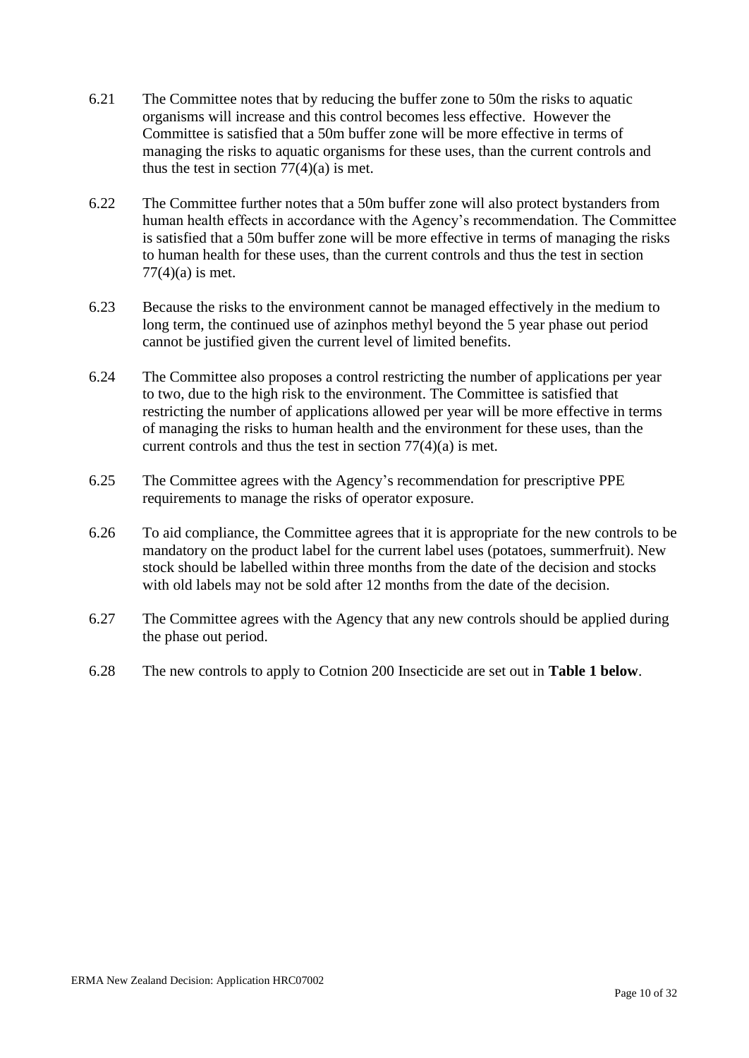6.21 The Committee notes that by reducing the buffer zone to 50m the risks to aquatic organisms will increase and this control becomes less effective. However the Committee is satisfied that a 50m buffer zone will be more effective in terms of managing the risks to aquatic organisms for these uses, than the current controls and thus the test in section 77(4)(a) is met.

6.22 The Committee further notes that a 50m buffer zone will also protect bystanders from human health effects in accordance with the Agency's recommendation. The Committee is satisfied that a 50m buffer zone will be more effective in terms of managing the risks to human health for these uses, than the current controls and thus the test in section 77(4)(a) is met.

6.23 Because the risks to the environment cannot be managed effectively in the medium to long term, the continued use of azinphos methyl beyond the 5 year phase out period cannot be justified given the current level of limited benefits.

6.24 The Committee also proposes a control restricting the number of applications per year to two, due to the high risk to the environment. The Committee is satisfied that restricting the number of applications allowed per year will be more effective in terms of managing the risks to human health and the environment for these uses, than the current controls and thus the test in section 77(4)(a) is met.

6.25 The Committee agrees with the Agency's recommendation for prescriptive PPE requirements to manage the risks of operator exposure.

6.26 To aid compliance, the Committee agrees that it is appropriate for the new controls to be mandatory on the product label for the current label uses (potatoes, summerfruit). New stock should be labelled within three months from the date of the decision and stocks with old labels may not be sold after 12 months from the date of the decision.

6.27 The Committee agrees with the Agency that any new controls should be applied during the phase out period.

6.28 The new controls to apply to Cotnion 200 Insecticide are set out in **Table 1 below**.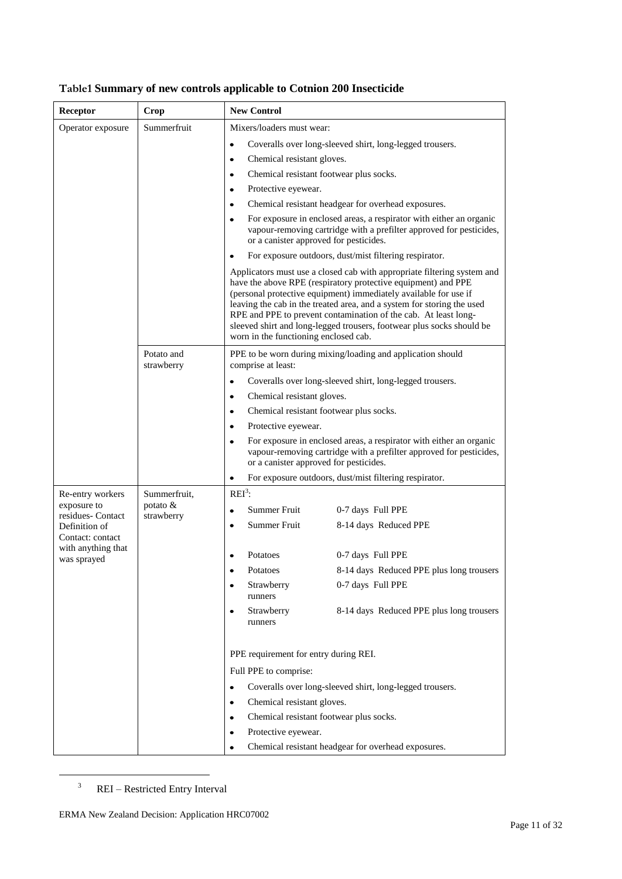**Table1 Summary of new controls applicable to Cotnion 200 Insecticide**

| Receptor | Crop | New Control |
|---|---|---|
| Operator exposure | Summerfruit | Mixers/loaders must wear:<br>• Coveralls over long-sleeved shirt, long-legged trousers.<br>• Chemical resistant gloves.<br>• Chemical resistant footwear plus socks.<br>• Protective eyewear.<br>• Chemical resistant headgear for overhead exposures.<br>• For exposure in enclosed areas, a respirator with either an organic vapour-removing cartridge with a prefilter approved for pesticides, or a canister approved for pesticides.<br>• For exposure outdoors, dust/mist filtering respirator.<br><br>Applicators must use a closed cab with appropriate filtering system and have the above RPE (respiratory protective equipment) and PPE (personal protective equipment) immediately available for use if leaving the cab in the treated area, and a system for storing the used RPE and PPE to prevent contamination of the cab. At least long-sleeved shirt and long-legged trousers, footwear plus socks should be worn in the functioning enclosed cab. |
| | Potato and strawberry | PPE to be worn during mixing/loading and application should comprise at least:<br>• Coveralls over long-sleeved shirt, long-legged trousers.<br>• Chemical resistant gloves.<br>• Chemical resistant footwear plus socks.<br>• Protective eyewear.<br>• For exposure in enclosed areas, a respirator with either an organic vapour-removing cartridge with a prefilter approved for pesticides, or a canister approved for pesticides.<br>• For exposure outdoors, dust/mist filtering respirator. |
| Re-entry workers exposure to residues- Contact Definition of Contact: contact with anything that was sprayed | Summerfruit, potato & strawberry | REI[3]:<br>• Summer Fruit — 0-7 days Full PPE<br>• Summer Fruit — 8-14 days Reduced PPE<br><br>• Potatoes — 0-7 days Full PPE<br>• Potatoes — 8-14 days Reduced PPE plus long trousers<br>• Strawberry runners — 0-7 days Full PPE<br>• Strawberry runners — 8-14 days Reduced PPE plus long trousers<br><br>PPE requirement for entry during REI.<br>Full PPE to comprise:<br>• Coveralls over long-sleeved shirt, long-legged trousers.<br>• Chemical resistant gloves.<br>• Chemical resistant footwear plus socks.<br>• Protective eyewear.<br>• Chemical resistant headgear for overhead exposures. |

[3] REI – Restricted Entry Interval

ERMA New Zealand Decision: Application HRC07002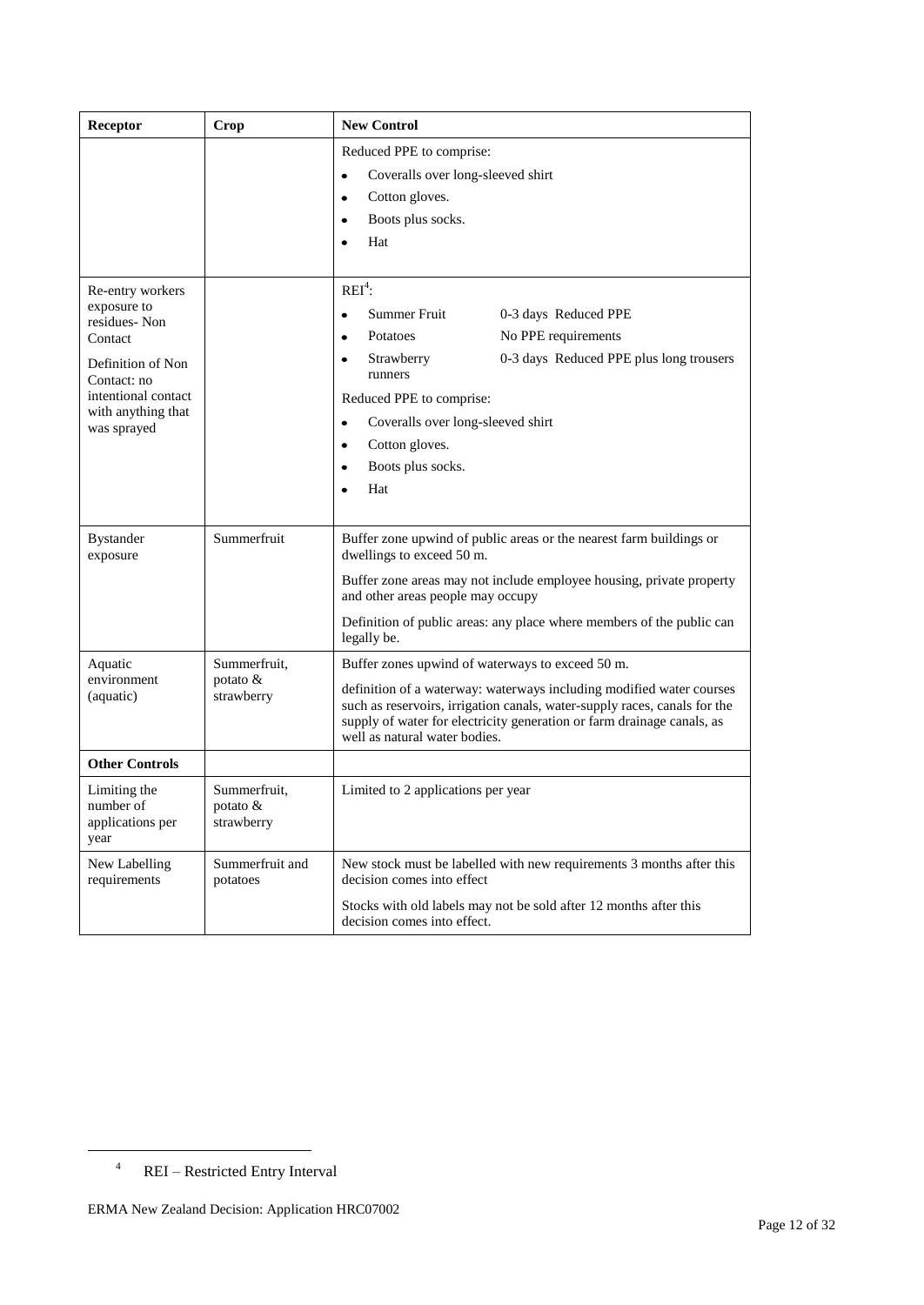| Receptor | Crop | New Control |
|---|---|---|
| | | Reduced PPE to comprise:<br>• Coveralls over long-sleeved shirt<br>• Cotton gloves.<br>• Boots plus socks.<br>• Hat |
| Re-entry workers exposure to residues- Non Contact<br><br>Definition of Non Contact: no intentional contact with anything that was sprayed | | REI[4]:<br>• Summer Fruit — 0-3 days Reduced PPE<br>• Potatoes — No PPE requirements<br>• Strawberry runners — 0-3 days Reduced PPE plus long trousers<br><br>Reduced PPE to comprise:<br>• Coveralls over long-sleeved shirt<br>• Cotton gloves.<br>• Boots plus socks.<br>• Hat |
| Bystander exposure | Summerfruit | Buffer zone upwind of public areas or the nearest farm buildings or dwellings to exceed 50 m.<br><br>Buffer zone areas may not include employee housing, private property and other areas people may occupy<br><br>Definition of public areas: any place where members of the public can legally be. |
| Aquatic environment (aquatic) | Summerfruit, potato & strawberry | Buffer zones upwind of waterways to exceed 50 m.<br><br>definition of a waterway: waterways including modified water courses such as reservoirs, irrigation canals, water-supply races, canals for the supply of water for electricity generation or farm drainage canals, as well as natural water bodies. |
| **Other Controls** | | |
| Limiting the number of applications per year | Summerfruit, potato & strawberry | Limited to 2 applications per year |
| New Labelling requirements | Summerfruit and potatoes | New stock must be labelled with new requirements 3 months after this decision comes into effect<br><br>Stocks with old labels may not be sold after 12 months after this decision comes into effect. |

[4] REI – Restricted Entry Interval

ERMA New Zealand Decision: Application HRC07002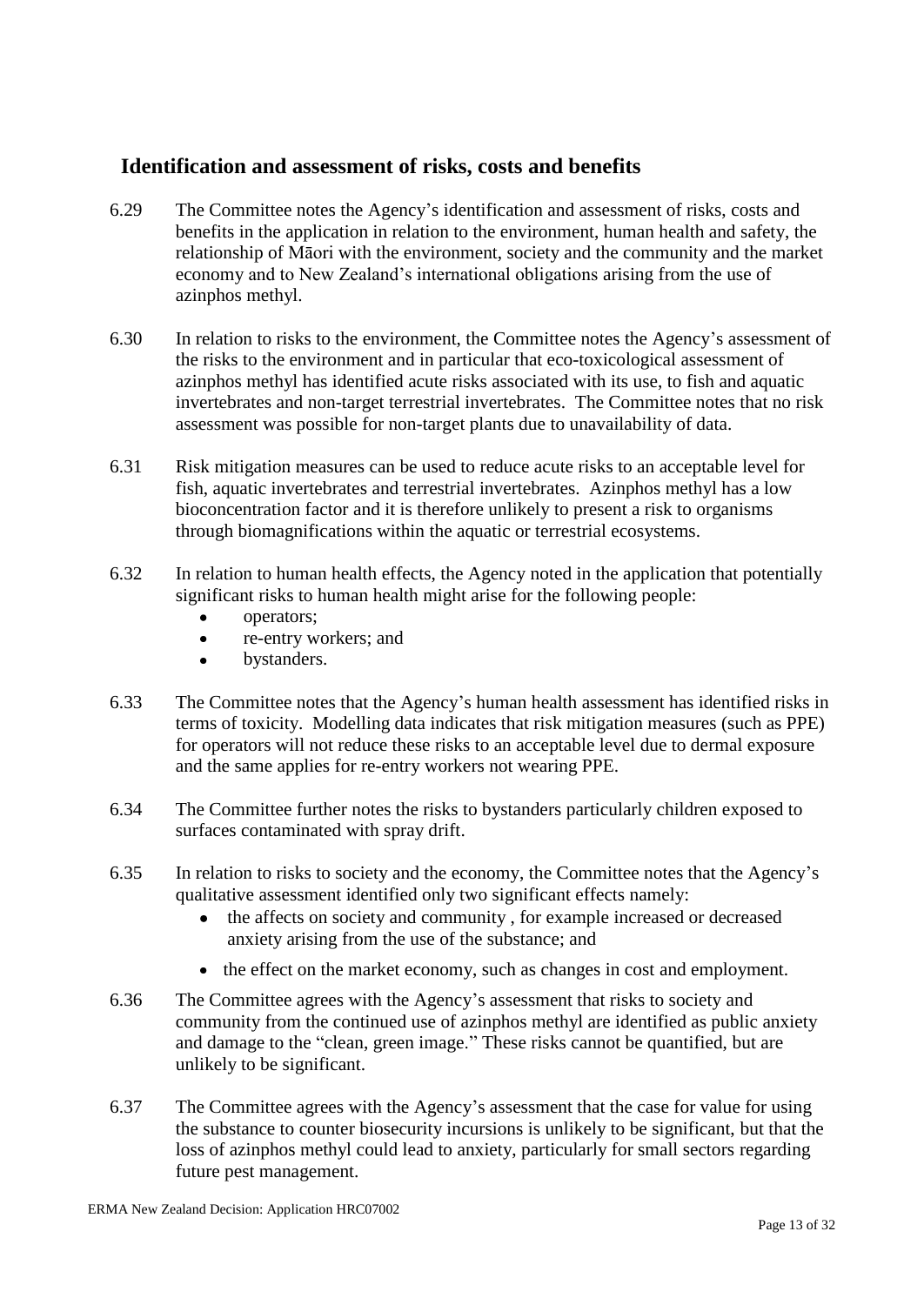## Identification and assessment of risks, costs and benefits

6.29 The Committee notes the Agency's identification and assessment of risks, costs and benefits in the application in relation to the environment, human health and safety, the relationship of Māori with the environment, society and the community and the market economy and to New Zealand's international obligations arising from the use of azinphos methyl.

6.30 In relation to risks to the environment, the Committee notes the Agency's assessment of the risks to the environment and in particular that eco-toxicological assessment of azinphos methyl has identified acute risks associated with its use, to fish and aquatic invertebrates and non-target terrestrial invertebrates. The Committee notes that no risk assessment was possible for non-target plants due to unavailability of data.

6.31 Risk mitigation measures can be used to reduce acute risks to an acceptable level for fish, aquatic invertebrates and terrestrial invertebrates. Azinphos methyl has a low bioconcentration factor and it is therefore unlikely to present a risk to organisms through biomagnifications within the aquatic or terrestrial ecosystems.

6.32 In relation to human health effects, the Agency noted in the application that potentially significant risks to human health might arise for the following people:

- operators;
- re-entry workers; and
- bystanders.

6.33 The Committee notes that the Agency's human health assessment has identified risks in terms of toxicity. Modelling data indicates that risk mitigation measures (such as PPE) for operators will not reduce these risks to an acceptable level due to dermal exposure and the same applies for re-entry workers not wearing PPE.

6.34 The Committee further notes the risks to bystanders particularly children exposed to surfaces contaminated with spray drift.

6.35 In relation to risks to society and the economy, the Committee notes that the Agency's qualitative assessment identified only two significant effects namely:

- the affects on society and community , for example increased or decreased anxiety arising from the use of the substance; and
- the effect on the market economy, such as changes in cost and employment.

6.36 The Committee agrees with the Agency's assessment that risks to society and community from the continued use of azinphos methyl are identified as public anxiety and damage to the "clean, green image." These risks cannot be quantified, but are unlikely to be significant.

6.37 The Committee agrees with the Agency's assessment that the case for value for using the substance to counter biosecurity incursions is unlikely to be significant, but that the loss of azinphos methyl could lead to anxiety, particularly for small sectors regarding future pest management.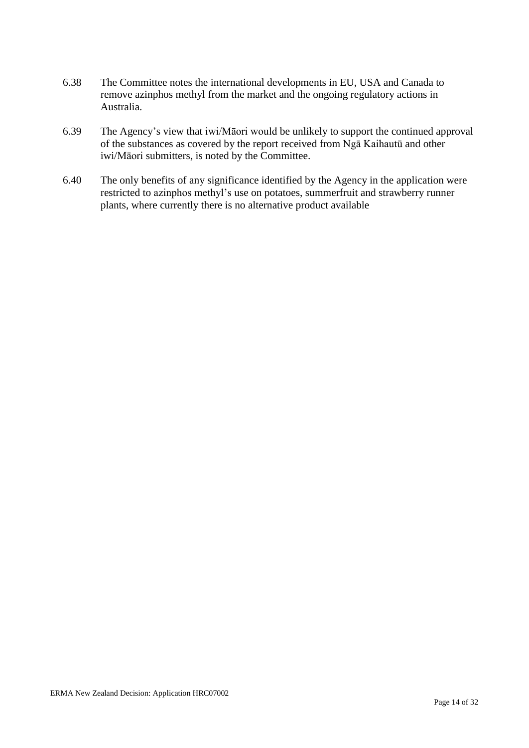6.38 The Committee notes the international developments in EU, USA and Canada to remove azinphos methyl from the market and the ongoing regulatory actions in Australia.

6.39 The Agency's view that iwi/Māori would be unlikely to support the continued approval of the substances as covered by the report received from Ngā Kaihautū and other iwi/Māori submitters, is noted by the Committee.

6.40 The only benefits of any significance identified by the Agency in the application were restricted to azinphos methyl's use on potatoes, summerfruit and strawberry runner plants, where currently there is no alternative product available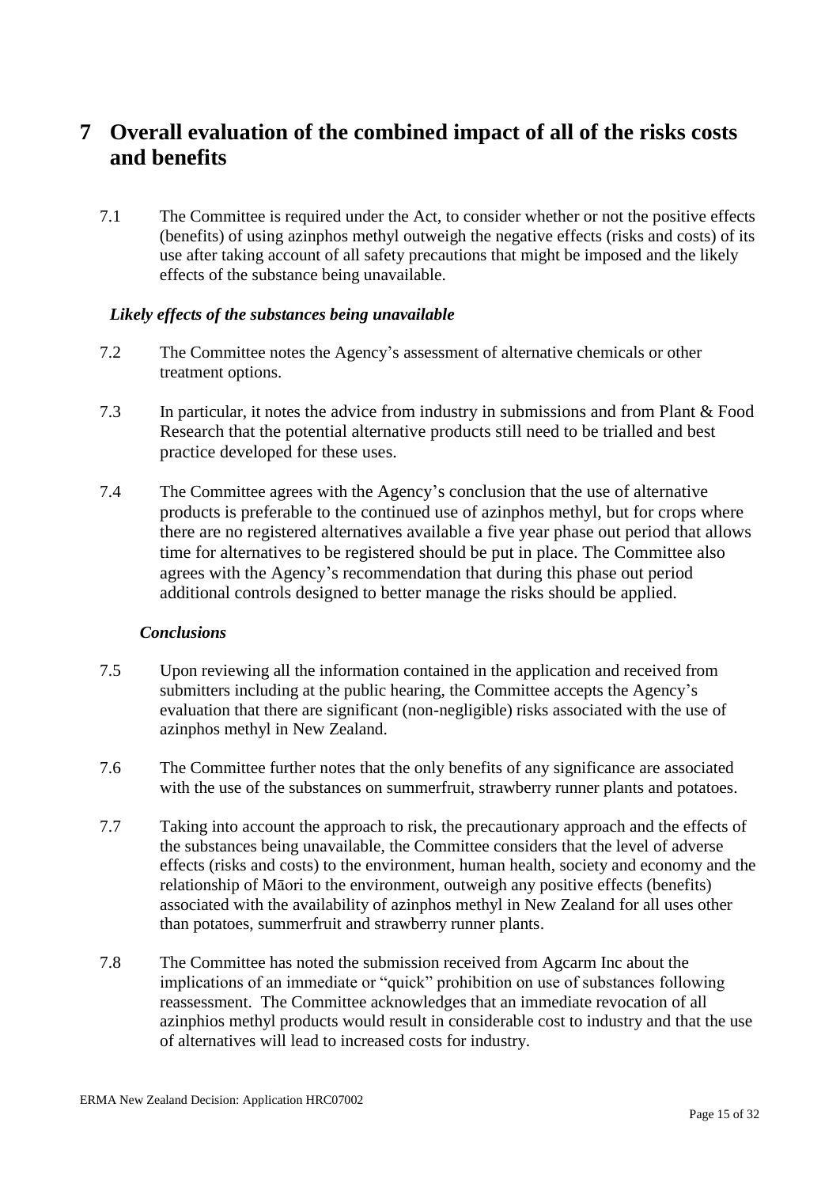# 7 Overall evaluation of the combined impact of all of the risks costs and benefits

7.1 The Committee is required under the Act, to consider whether or not the positive effects (benefits) of using azinphos methyl outweigh the negative effects (risks and costs) of its use after taking account of all safety precautions that might be imposed and the likely effects of the substance being unavailable.

***Likely effects of the substances being unavailable***

7.2 The Committee notes the Agency's assessment of alternative chemicals or other treatment options.

7.3 In particular, it notes the advice from industry in submissions and from Plant & Food Research that the potential alternative products still need to be trialled and best practice developed for these uses.

7.4 The Committee agrees with the Agency's conclusion that the use of alternative products is preferable to the continued use of azinphos methyl, but for crops where there are no registered alternatives available a five year phase out period that allows time for alternatives to be registered should be put in place. The Committee also agrees with the Agency's recommendation that during this phase out period additional controls designed to better manage the risks should be applied.

***Conclusions***

7.5 Upon reviewing all the information contained in the application and received from submitters including at the public hearing, the Committee accepts the Agency's evaluation that there are significant (non-negligible) risks associated with the use of azinphos methyl in New Zealand.

7.6 The Committee further notes that the only benefits of any significance are associated with the use of the substances on summerfruit, strawberry runner plants and potatoes.

7.7 Taking into account the approach to risk, the precautionary approach and the effects of the substances being unavailable, the Committee considers that the level of adverse effects (risks and costs) to the environment, human health, society and economy and the relationship of Māori to the environment, outweigh any positive effects (benefits) associated with the availability of azinphos methyl in New Zealand for all uses other than potatoes, summerfruit and strawberry runner plants.

7.8 The Committee has noted the submission received from Agcarm Inc about the implications of an immediate or "quick" prohibition on use of substances following reassessment. The Committee acknowledges that an immediate revocation of all azinphios methyl products would result in considerable cost to industry and that the use of alternatives will lead to increased costs for industry.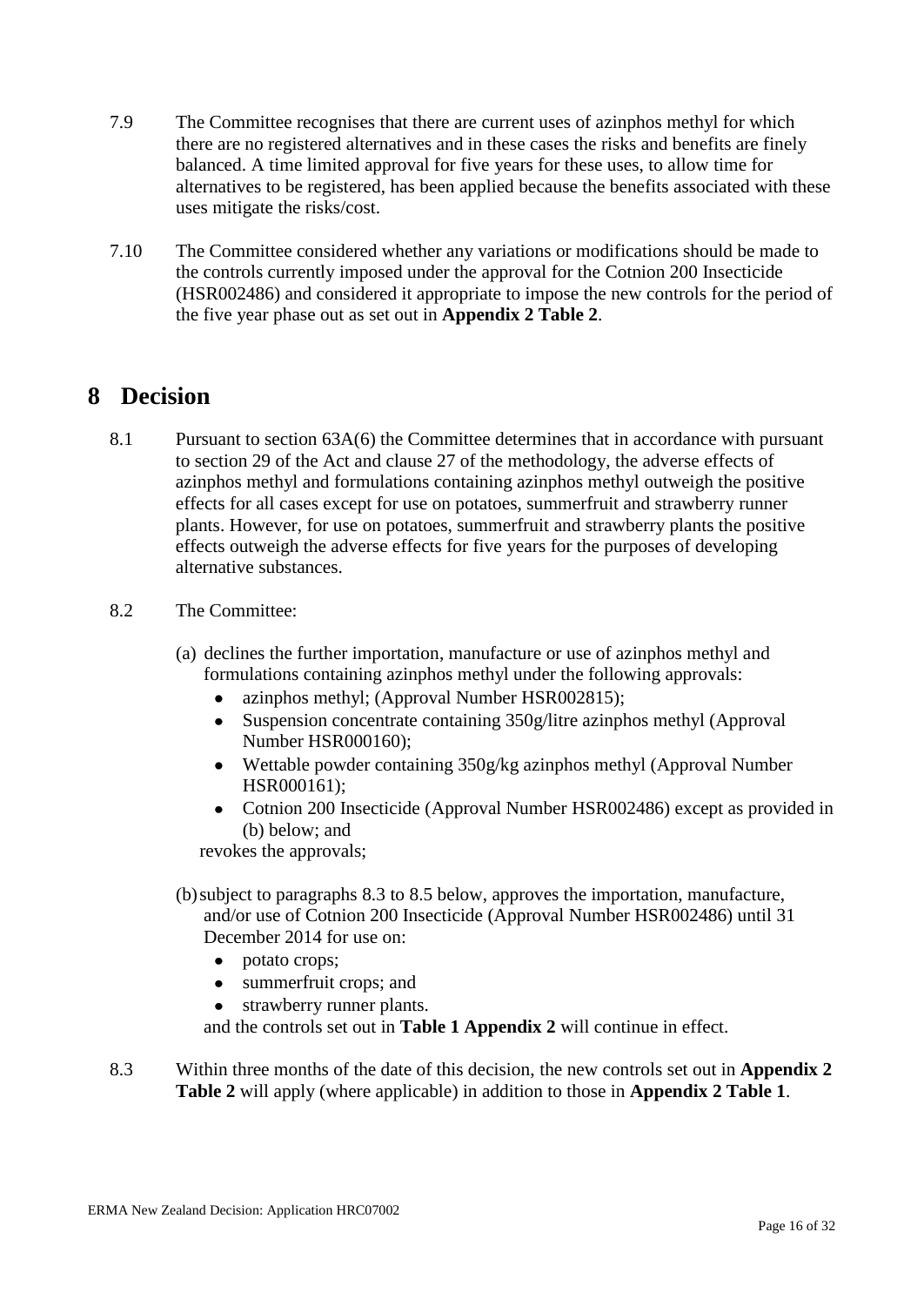7.9 The Committee recognises that there are current uses of azinphos methyl for which there are no registered alternatives and in these cases the risks and benefits are finely balanced. A time limited approval for five years for these uses, to allow time for alternatives to be registered, has been applied because the benefits associated with these uses mitigate the risks/cost.

7.10 The Committee considered whether any variations or modifications should be made to the controls currently imposed under the approval for the Cotnion 200 Insecticide (HSR002486) and considered it appropriate to impose the new controls for the period of the five year phase out as set out in **Appendix 2 Table 2**.

# 8 Decision

8.1 Pursuant to section 63A(6) the Committee determines that in accordance with pursuant to section 29 of the Act and clause 27 of the methodology, the adverse effects of azinphos methyl and formulations containing azinphos methyl outweigh the positive effects for all cases except for use on potatoes, summerfruit and strawberry runner plants. However, for use on potatoes, summerfruit and strawberry plants the positive effects outweigh the adverse effects for five years for the purposes of developing alternative substances.

8.2 The Committee:

(a) declines the further importation, manufacture or use of azinphos methyl and formulations containing azinphos methyl under the following approvals:

- azinphos methyl; (Approval Number HSR002815);
- Suspension concentrate containing 350g/litre azinphos methyl (Approval Number HSR000160);
- Wettable powder containing 350g/kg azinphos methyl (Approval Number HSR000161);
- Cotnion 200 Insecticide (Approval Number HSR002486) except as provided in (b) below; and

revokes the approvals;

(b) subject to paragraphs 8.3 to 8.5 below, approves the importation, manufacture, and/or use of Cotnion 200 Insecticide (Approval Number HSR002486) until 31 December 2014 for use on:

- potato crops;
- summerfruit crops; and
- strawberry runner plants.

and the controls set out in **Table 1 Appendix 2** will continue in effect.

8.3 Within three months of the date of this decision, the new controls set out in **Appendix 2 Table 2** will apply (where applicable) in addition to those in **Appendix 2 Table 1**.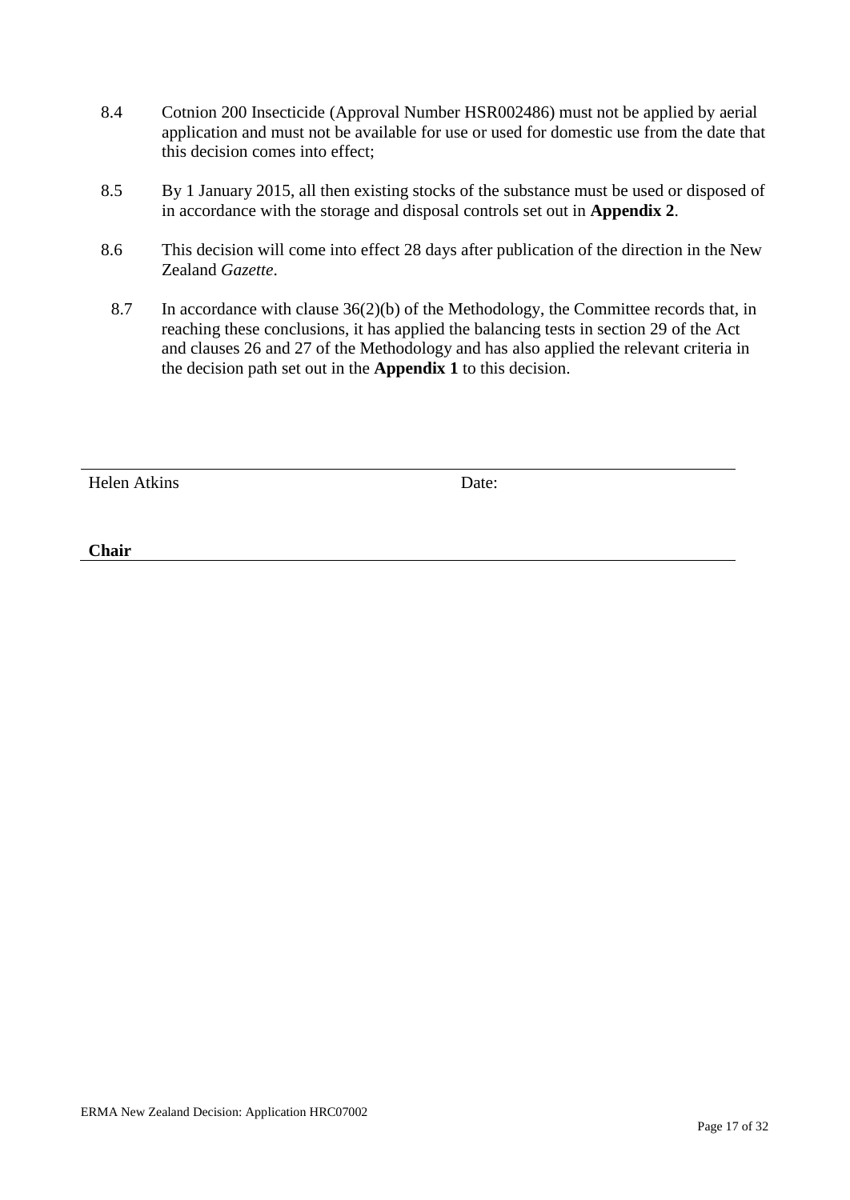8.4 Cotnion 200 Insecticide (Approval Number HSR002486) must not be applied by aerial application and must not be available for use or used for domestic use from the date that this decision comes into effect;

8.5 By 1 January 2015, all then existing stocks of the substance must be used or disposed of in accordance with the storage and disposal controls set out in **Appendix 2**.

8.6 This decision will come into effect 28 days after publication of the direction in the New Zealand *Gazette*.

8.7 In accordance with clause 36(2)(b) of the Methodology, the Committee records that, in reaching these conclusions, it has applied the balancing tests in section 29 of the Act and clauses 26 and 27 of the Methodology and has also applied the relevant criteria in the decision path set out in the **Appendix 1** to this decision.

Helen Atkins    Date:

**Chair**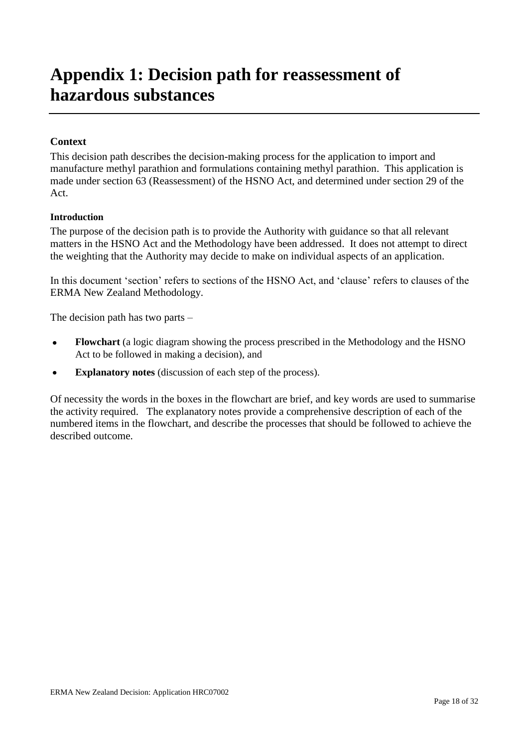# Appendix 1: Decision path for reassessment of hazardous substances

**Context**

This decision path describes the decision-making process for the application to import and manufacture methyl parathion and formulations containing methyl parathion. This application is made under section 63 (Reassessment) of the HSNO Act, and determined under section 29 of the Act.

**Introduction**

The purpose of the decision path is to provide the Authority with guidance so that all relevant matters in the HSNO Act and the Methodology have been addressed. It does not attempt to direct the weighting that the Authority may decide to make on individual aspects of an application.

In this document 'section' refers to sections of the HSNO Act, and 'clause' refers to clauses of the ERMA New Zealand Methodology.

The decision path has two parts –

- **Flowchart** (a logic diagram showing the process prescribed in the Methodology and the HSNO Act to be followed in making a decision), and
- **Explanatory notes** (discussion of each step of the process).

Of necessity the words in the boxes in the flowchart are brief, and key words are used to summarise the activity required. The explanatory notes provide a comprehensive description of each of the numbered items in the flowchart, and describe the processes that should be followed to achieve the described outcome.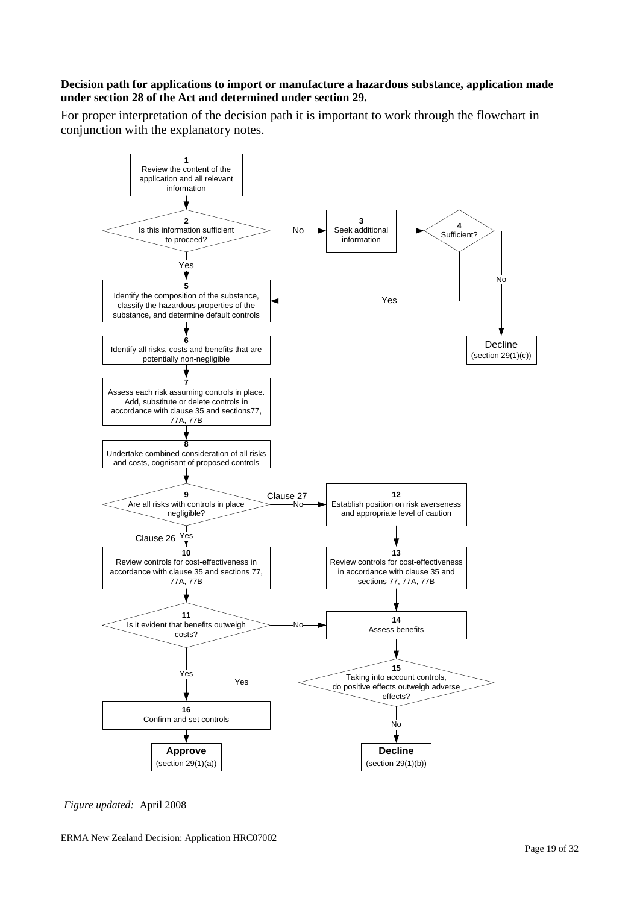**Decision path for applications to import or manufacture a hazardous substance, application made under section 28 of the Act and determined under section 29.**

For proper interpretation of the decision path it is important to work through the flowchart in conjunction with the explanatory notes.

**1** Review the content of the application and all relevant information

**2** Is this information sufficient to proceed?
- Yes → 5
- No → 3

**3** Seek additional information → 4

**4** Sufficient?
- Yes → 5
- No → Decline (section 29(1)(c))

**5** Identify the composition of the substance, classify the hazardous properties of the substance, and determine default controls

**6** Identify all risks, costs and benefits that are potentially non-negligible

**7** Assess each risk assuming controls in place. Add, substitute or delete controls in accordance with clause 35 and sections77, 77A, 77B

**8** Undertake combined consideration of all risks and costs, cognisant of proposed controls

**9** Are all risks with controls in place negligible?
- Yes (Clause 26) → 10
- No (Clause 27) → 12

**10** Review controls for cost-effectiveness in accordance with clause 35 and sections 77, 77A, 77B

**11** Is it evident that benefits outweigh costs?
- Yes → 16
- No → 14

**12** Establish position on risk averseness and appropriate level of caution

**13** Review controls for cost-effectiveness in accordance with clause 35 and sections 77, 77A, 77B

**14** Assess benefits

**15** Taking into account controls, do positive effects outweigh adverse effects?
- Yes → 16
- No → **Decline** (section 29(1)(b))

**16** Confirm and set controls → **Approve** (section 29(1)(a))

*Figure updated:* April 2008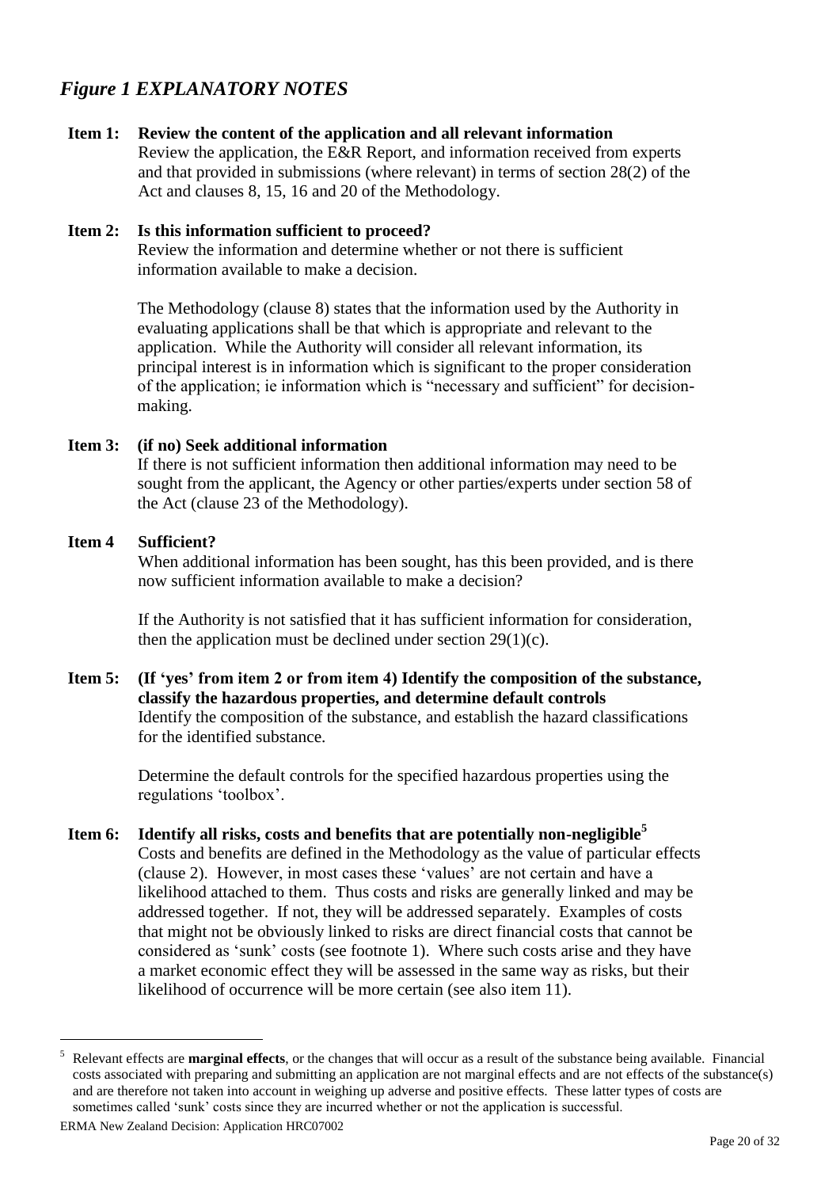## *Figure 1 EXPLANATORY NOTES*

**Item 1: Review the content of the application and all relevant information**

Review the application, the E&R Report, and information received from experts and that provided in submissions (where relevant) in terms of section 28(2) of the Act and clauses 8, 15, 16 and 20 of the Methodology.

**Item 2: Is this information sufficient to proceed?**

Review the information and determine whether or not there is sufficient information available to make a decision.

The Methodology (clause 8) states that the information used by the Authority in evaluating applications shall be that which is appropriate and relevant to the application. While the Authority will consider all relevant information, its principal interest is in information which is significant to the proper consideration of the application; ie information which is "necessary and sufficient" for decision-making.

**Item 3: (if no) Seek additional information**

If there is not sufficient information then additional information may need to be sought from the applicant, the Agency or other parties/experts under section 58 of the Act (clause 23 of the Methodology).

**Item 4 Sufficient?**

When additional information has been sought, has this been provided, and is there now sufficient information available to make a decision?

If the Authority is not satisfied that it has sufficient information for consideration, then the application must be declined under section 29(1)(c).

**Item 5: (If 'yes' from item 2 or from item 4) Identify the composition of the substance, classify the hazardous properties, and determine default controls**

Identify the composition of the substance, and establish the hazard classifications for the identified substance.

Determine the default controls for the specified hazardous properties using the regulations 'toolbox'.

**Item 6: Identify all risks, costs and benefits that are potentially non-negligible[5]**

Costs and benefits are defined in the Methodology as the value of particular effects (clause 2). However, in most cases these 'values' are not certain and have a likelihood attached to them. Thus costs and risks are generally linked and may be addressed together. If not, they will be addressed separately. Examples of costs that might not be obviously linked to risks are direct financial costs that cannot be considered as 'sunk' costs (see footnote 1). Where such costs arise and they have a market economic effect they will be assessed in the same way as risks, but their likelihood of occurrence will be more certain (see also item 11).

---

[5] Relevant effects are **marginal effects**, or the changes that will occur as a result of the substance being available. Financial costs associated with preparing and submitting an application are not marginal effects and are not effects of the substance(s) and are therefore not taken into account in weighing up adverse and positive effects. These latter types of costs are sometimes called 'sunk' costs since they are incurred whether or not the application is successful.

ERMA New Zealand Decision: Application HRC07002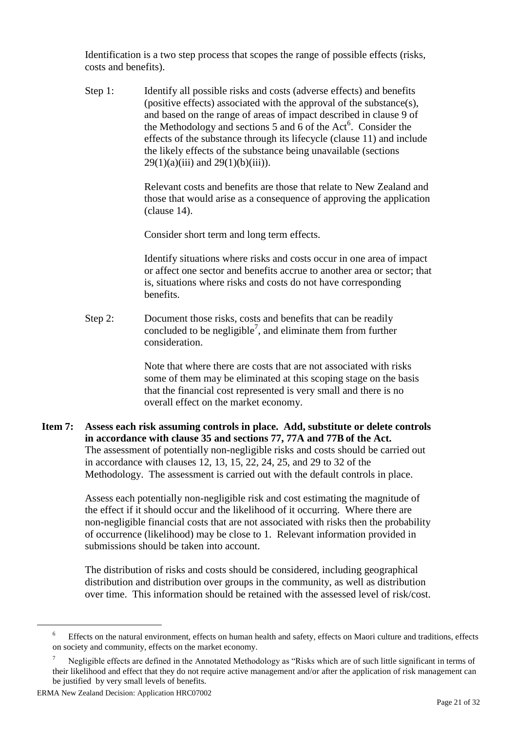Identification is a two step process that scopes the range of possible effects (risks, costs and benefits).

Step 1: Identify all possible risks and costs (adverse effects) and benefits (positive effects) associated with the approval of the substance(s), and based on the range of areas of impact described in clause 9 of the Methodology and sections 5 and 6 of the Act[6]. Consider the effects of the substance through its lifecycle (clause 11) and include the likely effects of the substance being unavailable (sections 29(1)(a)(iii) and 29(1)(b)(iii)).

Relevant costs and benefits are those that relate to New Zealand and those that would arise as a consequence of approving the application (clause 14).

Consider short term and long term effects.

Identify situations where risks and costs occur in one area of impact or affect one sector and benefits accrue to another area or sector; that is, situations where risks and costs do not have corresponding benefits.

Step 2: Document those risks, costs and benefits that can be readily concluded to be negligible[7], and eliminate them from further consideration.

Note that where there are costs that are not associated with risks some of them may be eliminated at this scoping stage on the basis that the financial cost represented is very small and there is no overall effect on the market economy.

**Item 7: Assess each risk assuming controls in place. Add, substitute or delete controls in accordance with clause 35 and sections 77, 77A and 77B of the Act.**

The assessment of potentially non-negligible risks and costs should be carried out in accordance with clauses 12, 13, 15, 22, 24, 25, and 29 to 32 of the Methodology. The assessment is carried out with the default controls in place.

Assess each potentially non-negligible risk and cost estimating the magnitude of the effect if it should occur and the likelihood of it occurring. Where there are non-negligible financial costs that are not associated with risks then the probability of occurrence (likelihood) may be close to 1. Relevant information provided in submissions should be taken into account.

The distribution of risks and costs should be considered, including geographical distribution and distribution over groups in the community, as well as distribution over time. This information should be retained with the assessed level of risk/cost.

---

[6] Effects on the natural environment, effects on human health and safety, effects on Maori culture and traditions, effects on society and community, effects on the market economy.

[7] Negligible effects are defined in the Annotated Methodology as "Risks which are of such little significant in terms of their likelihood and effect that they do not require active management and/or after the application of risk management can be justified by very small levels of benefits.

ERMA New Zealand Decision: Application HRC07002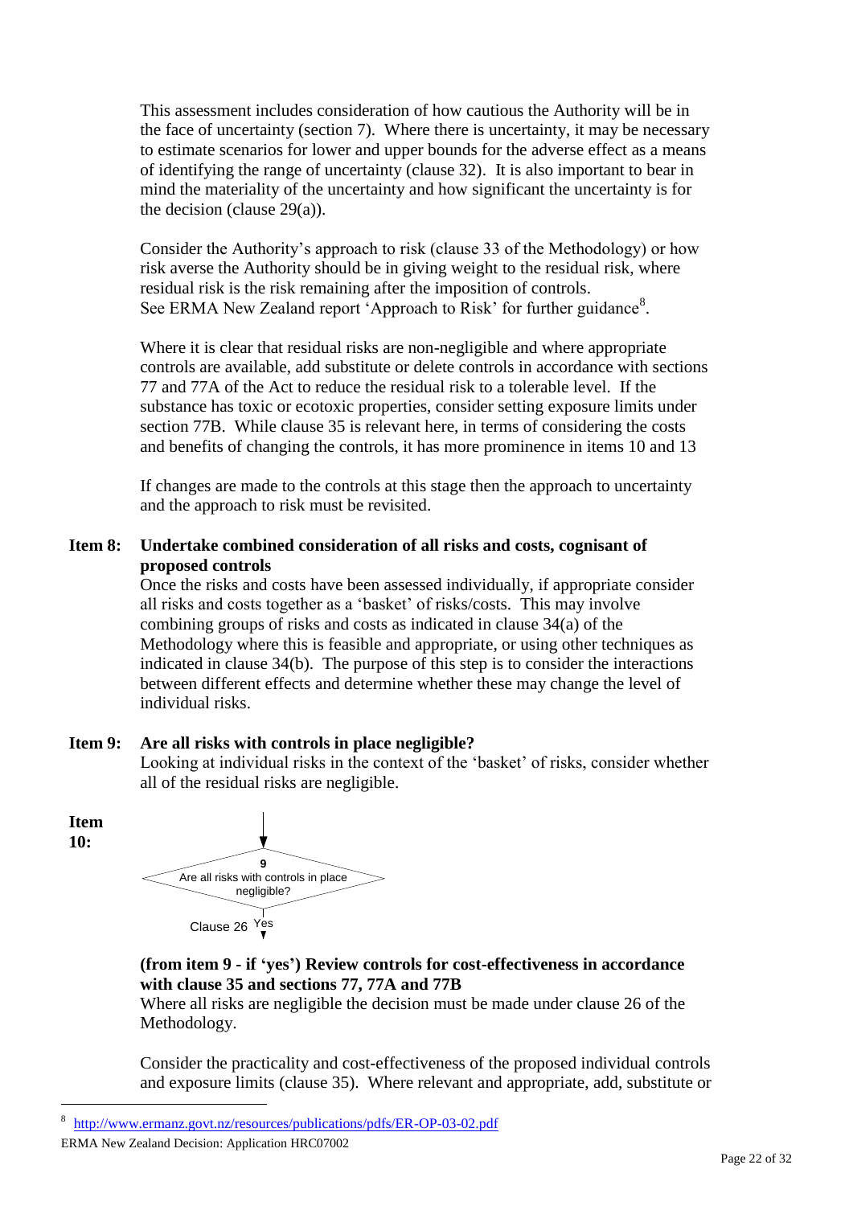This assessment includes consideration of how cautious the Authority will be in the face of uncertainty (section 7). Where there is uncertainty, it may be necessary to estimate scenarios for lower and upper bounds for the adverse effect as a means of identifying the range of uncertainty (clause 32). It is also important to bear in mind the materiality of the uncertainty and how significant the uncertainty is for the decision (clause 29(a)).

Consider the Authority's approach to risk (clause 33 of the Methodology) or how risk averse the Authority should be in giving weight to the residual risk, where residual risk is the risk remaining after the imposition of controls. See ERMA New Zealand report 'Approach to Risk' for further guidance[8].

Where it is clear that residual risks are non-negligible and where appropriate controls are available, add substitute or delete controls in accordance with sections 77 and 77A of the Act to reduce the residual risk to a tolerable level. If the substance has toxic or ecotoxic properties, consider setting exposure limits under section 77B. While clause 35 is relevant here, in terms of considering the costs and benefits of changing the controls, it has more prominence in items 10 and 13

If changes are made to the controls at this stage then the approach to uncertainty and the approach to risk must be revisited.

**Item 8: Undertake combined consideration of all risks and costs, cognisant of proposed controls**

Once the risks and costs have been assessed individually, if appropriate consider all risks and costs together as a 'basket' of risks/costs. This may involve combining groups of risks and costs as indicated in clause 34(a) of the Methodology where this is feasible and appropriate, or using other techniques as indicated in clause 34(b). The purpose of this step is to consider the interactions between different effects and determine whether these may change the level of individual risks.

**Item 9: Are all risks with controls in place negligible?**

Looking at individual risks in the context of the 'basket' of risks, consider whether all of the residual risks are negligible.

**Item 10:**

9
Are all risks with controls in place negligible?

Clause 26 Yes

**(from item 9 - if 'yes') Review controls for cost-effectiveness in accordance with clause 35 and sections 77, 77A and 77B**

Where all risks are negligible the decision must be made under clause 26 of the Methodology.

Consider the practicality and cost-effectiveness of the proposed individual controls and exposure limits (clause 35). Where relevant and appropriate, add, substitute or

---

[8] http://www.ermanz.govt.nz/resources/publications/pdfs/ER-OP-03-02.pdf

ERMA New Zealand Decision: Application HRC07002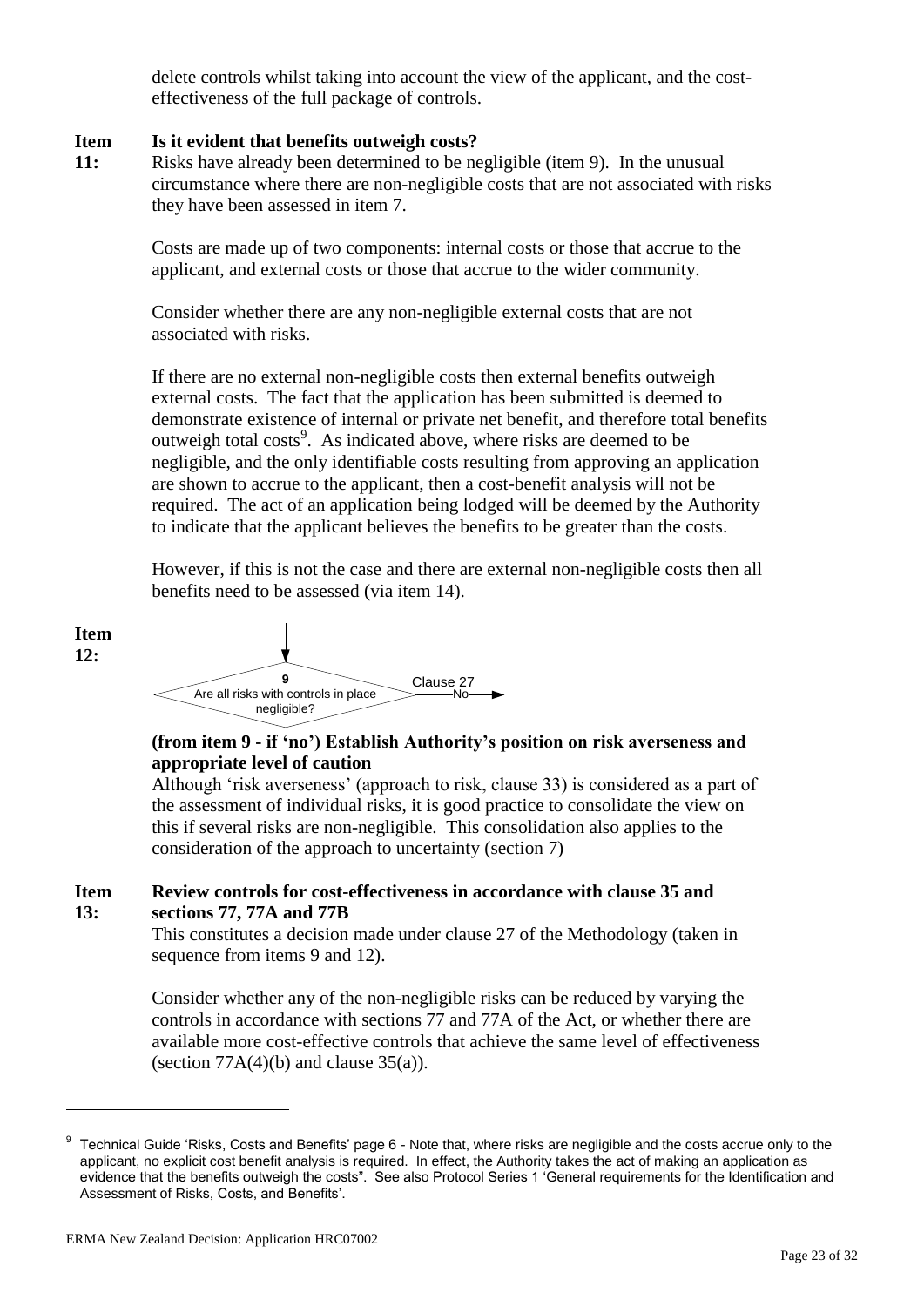delete controls whilst taking into account the view of the applicant, and the cost-effectiveness of the full package of controls.

**Item 11: Is it evident that benefits outweigh costs?**

Risks have already been determined to be negligible (item 9). In the unusual circumstance where there are non-negligible costs that are not associated with risks they have been assessed in item 7.

Costs are made up of two components: internal costs or those that accrue to the applicant, and external costs or those that accrue to the wider community.

Consider whether there are any non-negligible external costs that are not associated with risks.

If there are no external non-negligible costs then external benefits outweigh external costs. The fact that the application has been submitted is deemed to demonstrate existence of internal or private net benefit, and therefore total benefits outweigh total costs[9]. As indicated above, where risks are deemed to be negligible, and the only identifiable costs resulting from approving an application are shown to accrue to the applicant, then a cost-benefit analysis will not be required. The act of an application being lodged will be deemed by the Authority to indicate that the applicant believes the benefits to be greater than the costs.

However, if this is not the case and there are external non-negligible costs then all benefits need to be assessed (via item 14).

**Item 12:**

9 — Are all risks with controls in place negligible? — No → Clause 27

**(from item 9 - if 'no') Establish Authority's position on risk averseness and appropriate level of caution**

Although 'risk averseness' (approach to risk, clause 33) is considered as a part of the assessment of individual risks, it is good practice to consolidate the view on this if several risks are non-negligible. This consolidation also applies to the consideration of the approach to uncertainty (section 7)

**Item 13: Review controls for cost-effectiveness in accordance with clause 35 and sections 77, 77A and 77B**

This constitutes a decision made under clause 27 of the Methodology (taken in sequence from items 9 and 12).

Consider whether any of the non-negligible risks can be reduced by varying the controls in accordance with sections 77 and 77A of the Act, or whether there are available more cost-effective controls that achieve the same level of effectiveness (section 77A(4)(b) and clause 35(a)).

---

[9] Technical Guide 'Risks, Costs and Benefits' page 6 - Note that, where risks are negligible and the costs accrue only to the applicant, no explicit cost benefit analysis is required. In effect, the Authority takes the act of making an application as evidence that the benefits outweigh the costs". See also Protocol Series 1 'General requirements for the Identification and Assessment of Risks, Costs, and Benefits'.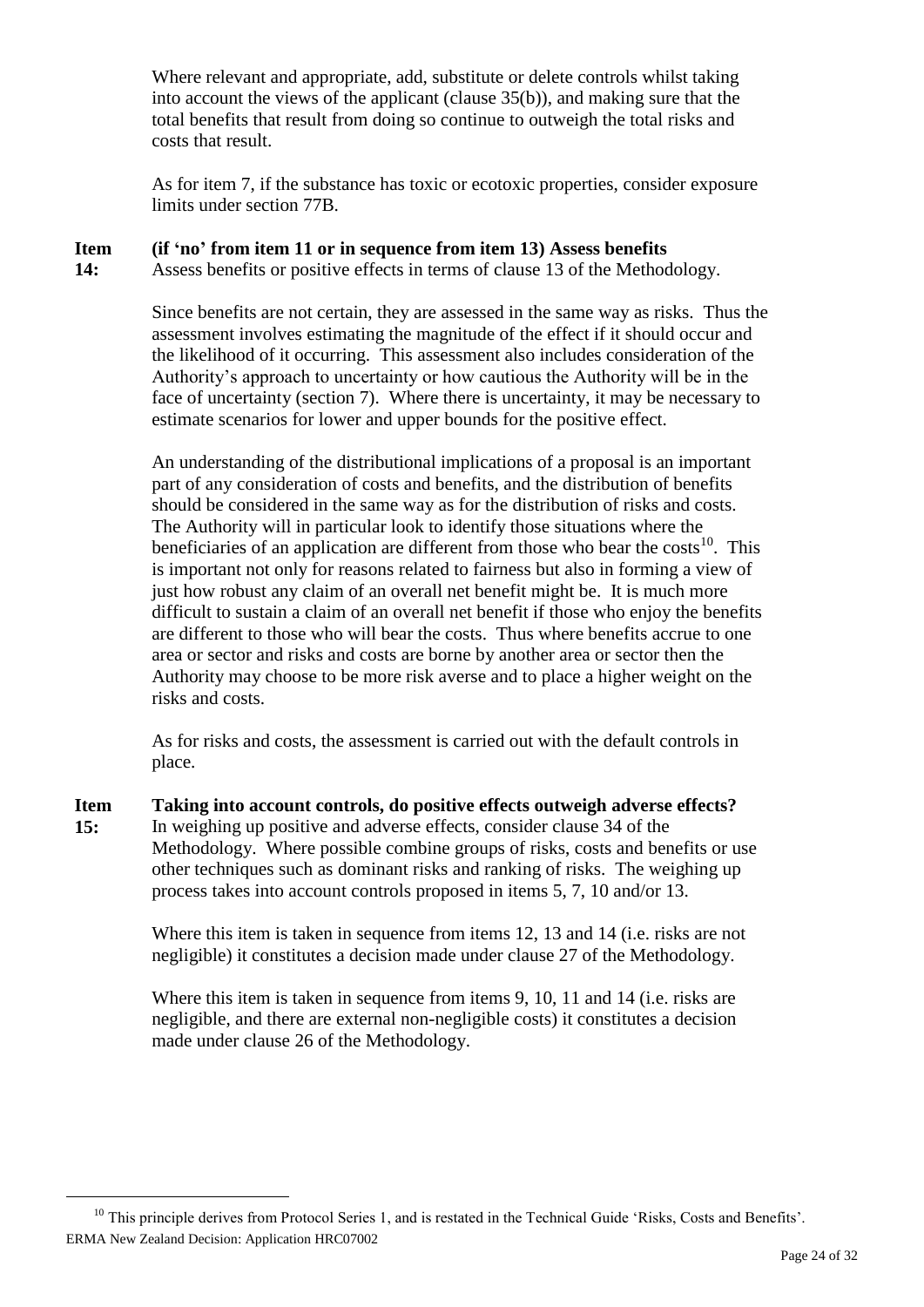Where relevant and appropriate, add, substitute or delete controls whilst taking into account the views of the applicant (clause 35(b)), and making sure that the total benefits that result from doing so continue to outweigh the total risks and costs that result.

As for item 7, if the substance has toxic or ecotoxic properties, consider exposure limits under section 77B.

**Item 14: (if 'no' from item 11 or in sequence from item 13) Assess benefits**

Assess benefits or positive effects in terms of clause 13 of the Methodology.

Since benefits are not certain, they are assessed in the same way as risks. Thus the assessment involves estimating the magnitude of the effect if it should occur and the likelihood of it occurring. This assessment also includes consideration of the Authority's approach to uncertainty or how cautious the Authority will be in the face of uncertainty (section 7). Where there is uncertainty, it may be necessary to estimate scenarios for lower and upper bounds for the positive effect.

An understanding of the distributional implications of a proposal is an important part of any consideration of costs and benefits, and the distribution of benefits should be considered in the same way as for the distribution of risks and costs. The Authority will in particular look to identify those situations where the beneficiaries of an application are different from those who bear the costs[10]. This is important not only for reasons related to fairness but also in forming a view of just how robust any claim of an overall net benefit might be. It is much more difficult to sustain a claim of an overall net benefit if those who enjoy the benefits are different to those who will bear the costs. Thus where benefits accrue to one area or sector and risks and costs are borne by another area or sector then the Authority may choose to be more risk averse and to place a higher weight on the risks and costs.

As for risks and costs, the assessment is carried out with the default controls in place.

**Item 15: Taking into account controls, do positive effects outweigh adverse effects?**

In weighing up positive and adverse effects, consider clause 34 of the Methodology. Where possible combine groups of risks, costs and benefits or use other techniques such as dominant risks and ranking of risks. The weighing up process takes into account controls proposed in items 5, 7, 10 and/or 13.

Where this item is taken in sequence from items 12, 13 and 14 (i.e. risks are not negligible) it constitutes a decision made under clause 27 of the Methodology.

Where this item is taken in sequence from items 9, 10, 11 and 14 (i.e. risks are negligible, and there are external non-negligible costs) it constitutes a decision made under clause 26 of the Methodology.

---

[10] This principle derives from Protocol Series 1, and is restated in the Technical Guide 'Risks, Costs and Benefits'.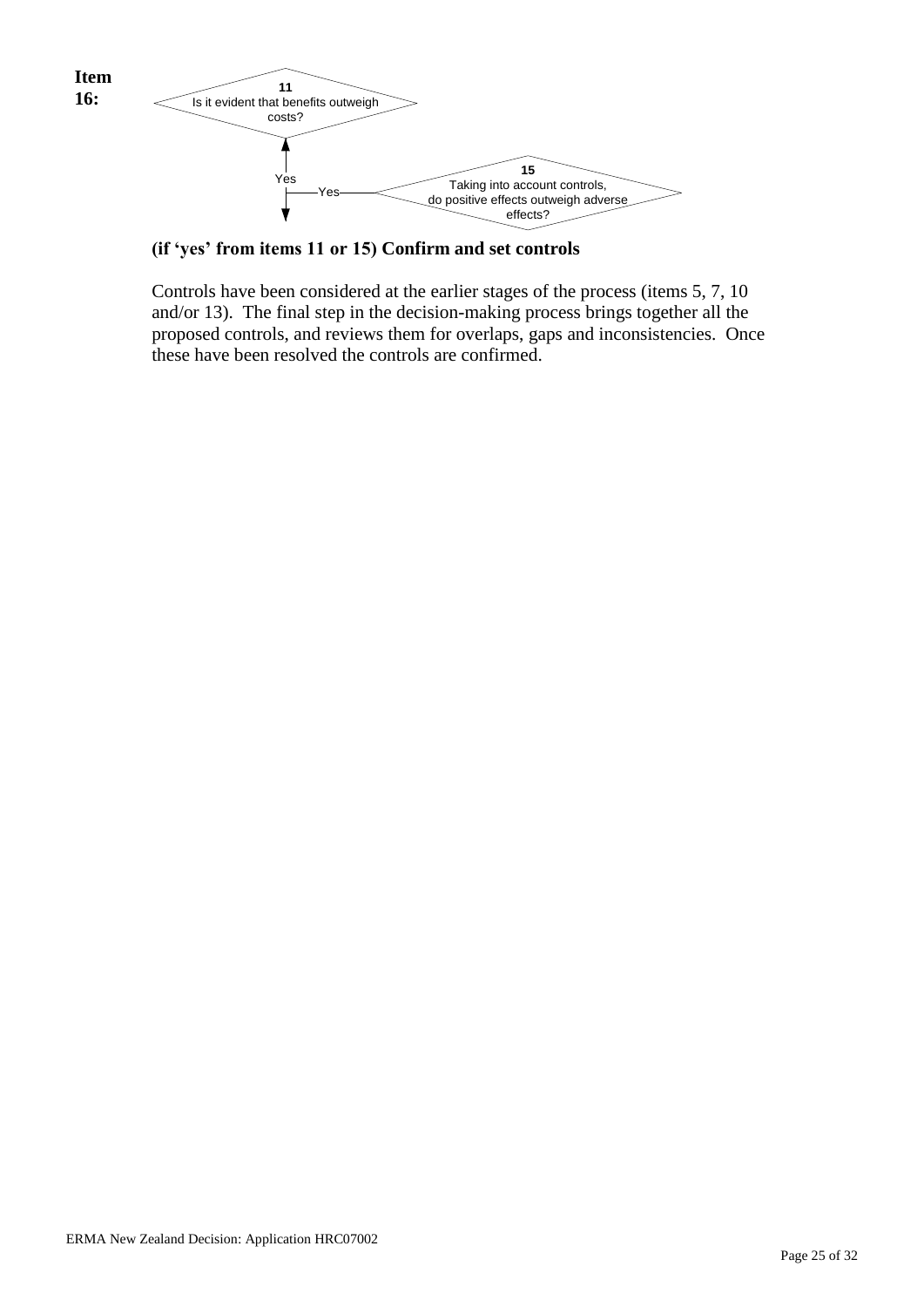**Item 16:**

11
Is it evident that benefits outweigh costs?

Yes

Yes

15
Taking into account controls, do positive effects outweigh adverse effects?

**(if 'yes' from items 11 or 15) Confirm and set controls**

Controls have been considered at the earlier stages of the process (items 5, 7, 10 and/or 13). The final step in the decision-making process brings together all the proposed controls, and reviews them for overlaps, gaps and inconsistencies. Once these have been resolved the controls are confirmed.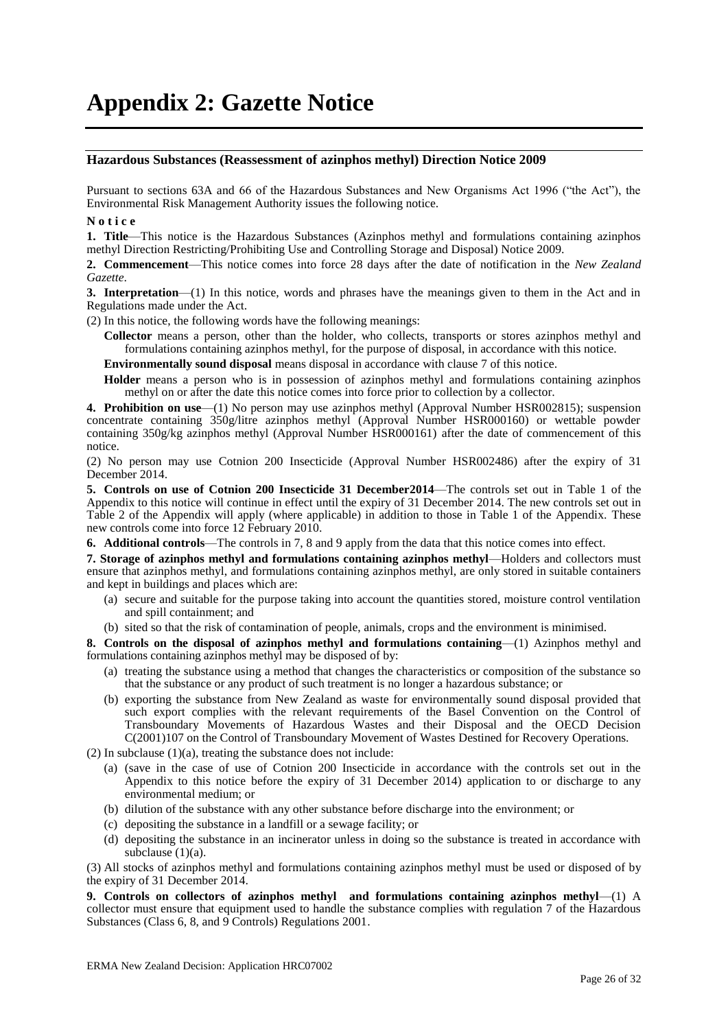# Appendix 2: Gazette Notice

### Hazardous Substances (Reassessment of azinphos methyl) Direction Notice 2009

Pursuant to sections 63A and 66 of the Hazardous Substances and New Organisms Act 1996 ("the Act"), the Environmental Risk Management Authority issues the following notice.

**N o t i c e**

**1. Title**—This notice is the Hazardous Substances (Azinphos methyl and formulations containing azinphos methyl Direction Restricting/Prohibiting Use and Controlling Storage and Disposal) Notice 2009.

**2. Commencement**—This notice comes into force 28 days after the date of notification in the *New Zealand Gazette*.

**3. Interpretation**—(1) In this notice, words and phrases have the meanings given to them in the Act and in Regulations made under the Act.

(2) In this notice, the following words have the following meanings:

**Collector** means a person, other than the holder, who collects, transports or stores azinphos methyl and formulations containing azinphos methyl, for the purpose of disposal, in accordance with this notice.

**Environmentally sound disposal** means disposal in accordance with clause 7 of this notice.

**Holder** means a person who is in possession of azinphos methyl and formulations containing azinphos methyl on or after the date this notice comes into force prior to collection by a collector.

**4. Prohibition on use**—(1) No person may use azinphos methyl (Approval Number HSR002815); suspension concentrate containing 350g/litre azinphos methyl (Approval Number HSR000160) or wettable powder containing 350g/kg azinphos methyl (Approval Number HSR000161) after the date of commencement of this notice.

(2) No person may use Cotnion 200 Insecticide (Approval Number HSR002486) after the expiry of 31 December 2014.

**5. Controls on use of Cotnion 200 Insecticide 31 December2014**—The controls set out in Table 1 of the Appendix to this notice will continue in effect until the expiry of 31 December 2014. The new controls set out in Table 2 of the Appendix will apply (where applicable) in addition to those in Table 1 of the Appendix. These new controls come into force 12 February 2010.

**6. Additional controls**—The controls in 7, 8 and 9 apply from the data that this notice comes into effect.

**7. Storage of azinphos methyl and formulations containing azinphos methyl**—Holders and collectors must ensure that azinphos methyl, and formulations containing azinphos methyl, are only stored in suitable containers and kept in buildings and places which are:

(a) secure and suitable for the purpose taking into account the quantities stored, moisture control ventilation and spill containment; and

(b) sited so that the risk of contamination of people, animals, crops and the environment is minimised.

**8. Controls on the disposal of azinphos methyl and formulations containing**—(1) Azinphos methyl and formulations containing azinphos methyl may be disposed of by:

(a) treating the substance using a method that changes the characteristics or composition of the substance so that the substance or any product of such treatment is no longer a hazardous substance; or

(b) exporting the substance from New Zealand as waste for environmentally sound disposal provided that such export complies with the relevant requirements of the Basel Convention on the Control of Transboundary Movements of Hazardous Wastes and their Disposal and the OECD Decision C(2001)107 on the Control of Transboundary Movement of Wastes Destined for Recovery Operations.

(2) In subclause (1)(a), treating the substance does not include:

(a) (save in the case of use of Cotnion 200 Insecticide in accordance with the controls set out in the Appendix to this notice before the expiry of 31 December 2014) application to or discharge to any environmental medium; or

(b) dilution of the substance with any other substance before discharge into the environment; or

(c) depositing the substance in a landfill or a sewage facility; or

(d) depositing the substance in an incinerator unless in doing so the substance is treated in accordance with subclause (1)(a).

(3) All stocks of azinphos methyl and formulations containing azinphos methyl must be used or disposed of by the expiry of 31 December 2014.

**9. Controls on collectors of azinphos methyl and formulations containing azinphos methyl**—(1) A collector must ensure that equipment used to handle the substance complies with regulation 7 of the Hazardous Substances (Class 6, 8, and 9 Controls) Regulations 2001.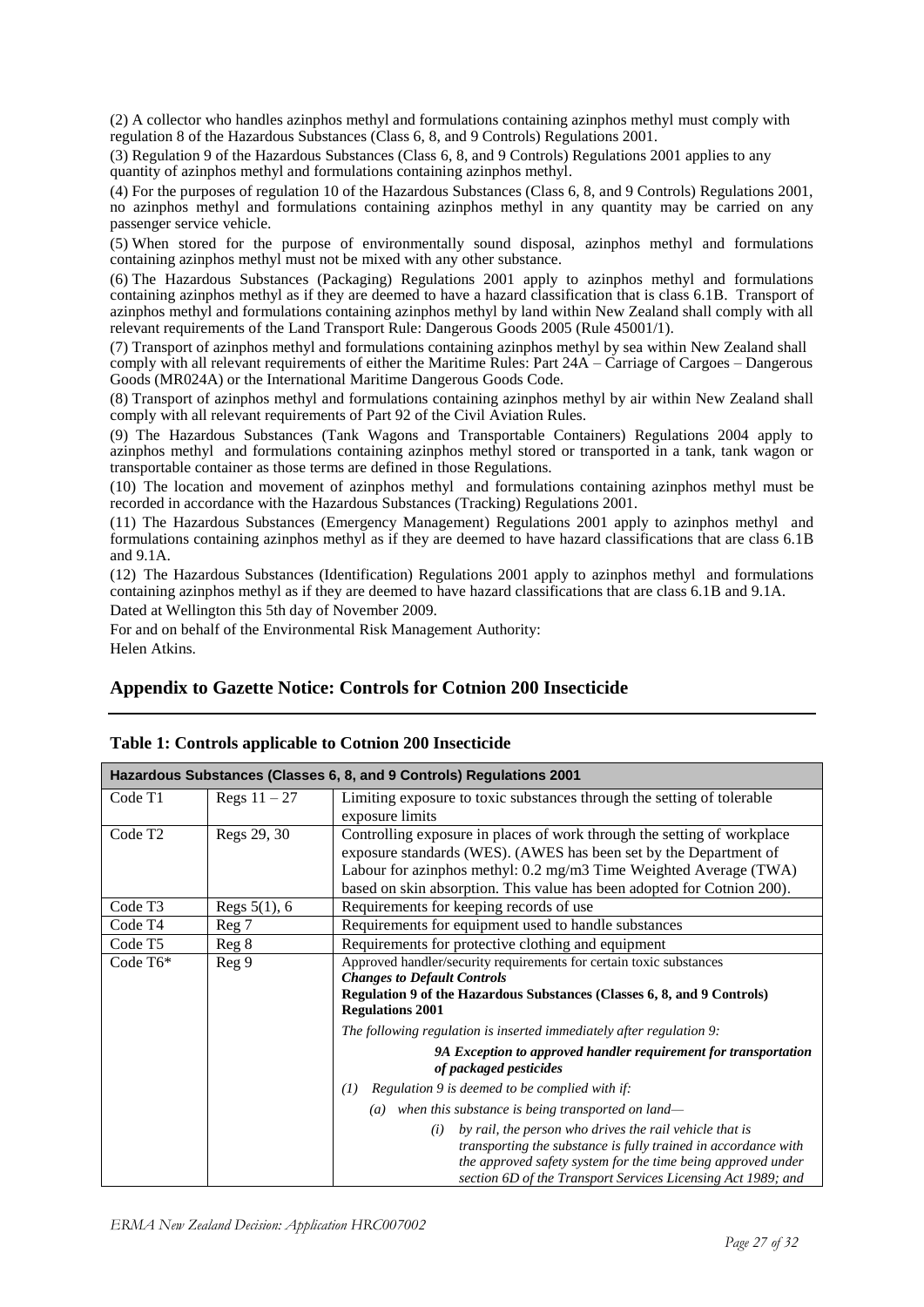(2) A collector who handles azinphos methyl and formulations containing azinphos methyl must comply with regulation 8 of the Hazardous Substances (Class 6, 8, and 9 Controls) Regulations 2001.

(3) Regulation 9 of the Hazardous Substances (Class 6, 8, and 9 Controls) Regulations 2001 applies to any quantity of azinphos methyl and formulations containing azinphos methyl.

(4) For the purposes of regulation 10 of the Hazardous Substances (Class 6, 8, and 9 Controls) Regulations 2001, no azinphos methyl and formulations containing azinphos methyl in any quantity may be carried on any passenger service vehicle.

(5) When stored for the purpose of environmentally sound disposal, azinphos methyl and formulations containing azinphos methyl must not be mixed with any other substance.

(6) The Hazardous Substances (Packaging) Regulations 2001 apply to azinphos methyl and formulations containing azinphos methyl as if they are deemed to have a hazard classification that is class 6.1B. Transport of azinphos methyl and formulations containing azinphos methyl by land within New Zealand shall comply with all relevant requirements of the Land Transport Rule: Dangerous Goods 2005 (Rule 45001/1).

(7) Transport of azinphos methyl and formulations containing azinphos methyl by sea within New Zealand shall comply with all relevant requirements of either the Maritime Rules: Part 24A – Carriage of Cargoes – Dangerous Goods (MR024A) or the International Maritime Dangerous Goods Code.

(8) Transport of azinphos methyl and formulations containing azinphos methyl by air within New Zealand shall comply with all relevant requirements of Part 92 of the Civil Aviation Rules.

(9) The Hazardous Substances (Tank Wagons and Transportable Containers) Regulations 2004 apply to azinphos methyl and formulations containing azinphos methyl stored or transported in a tank, tank wagon or transportable container as those terms are defined in those Regulations.

(10) The location and movement of azinphos methyl and formulations containing azinphos methyl must be recorded in accordance with the Hazardous Substances (Tracking) Regulations 2001.

(11) The Hazardous Substances (Emergency Management) Regulations 2001 apply to azinphos methyl and formulations containing azinphos methyl as if they are deemed to have hazard classifications that are class 6.1B and 9.1A.

(12) The Hazardous Substances (Identification) Regulations 2001 apply to azinphos methyl and formulations containing azinphos methyl as if they are deemed to have hazard classifications that are class 6.1B and 9.1A.

Dated at Wellington this 5th day of November 2009.

For and on behalf of the Environmental Risk Management Authority:

Helen Atkins.

## Appendix to Gazette Notice: Controls for Cotnion 200 Insecticide

**Table 1: Controls applicable to Cotnion 200 Insecticide**

| **Hazardous Substances (Classes 6, 8, and 9 Controls) Regulations 2001** | | |
|---|---|---|
| Code T1 | Regs 11 – 27 | Limiting exposure to toxic substances through the setting of tolerable exposure limits |
| Code T2 | Regs 29, 30 | Controlling exposure in places of work through the setting of workplace exposure standards (WES). (AWES has been set by the Department of Labour for azinphos methyl: 0.2 mg/m3 Time Weighted Average (TWA) based on skin absorption. This value has been adopted for Cotnion 200). |
| Code T3 | Regs 5(1), 6 | Requirements for keeping records of use |
| Code T4 | Reg 7 | Requirements for equipment used to handle substances |
| Code T5 | Reg 8 | Requirements for protective clothing and equipment |
| Code T6* | Reg 9 | Approved handler/security requirements for certain toxic substances<br>***Changes to Default Controls***<br>**Regulation 9 of the Hazardous Substances (Classes 6, 8, and 9 Controls) Regulations 2001**<br>*The following regulation is inserted immediately after regulation 9:*<br>***9A Exception to approved handler requirement for transportation of packaged pesticides***<br>*(1) Regulation 9 is deemed to be complied with if:*<br>*(a) when this substance is being transported on land—*<br>*(i) by rail, the person who drives the rail vehicle that is transporting the substance is fully trained in accordance with the approved safety system for the time being approved under section 6D of the Transport Services Licensing Act 1989; and* |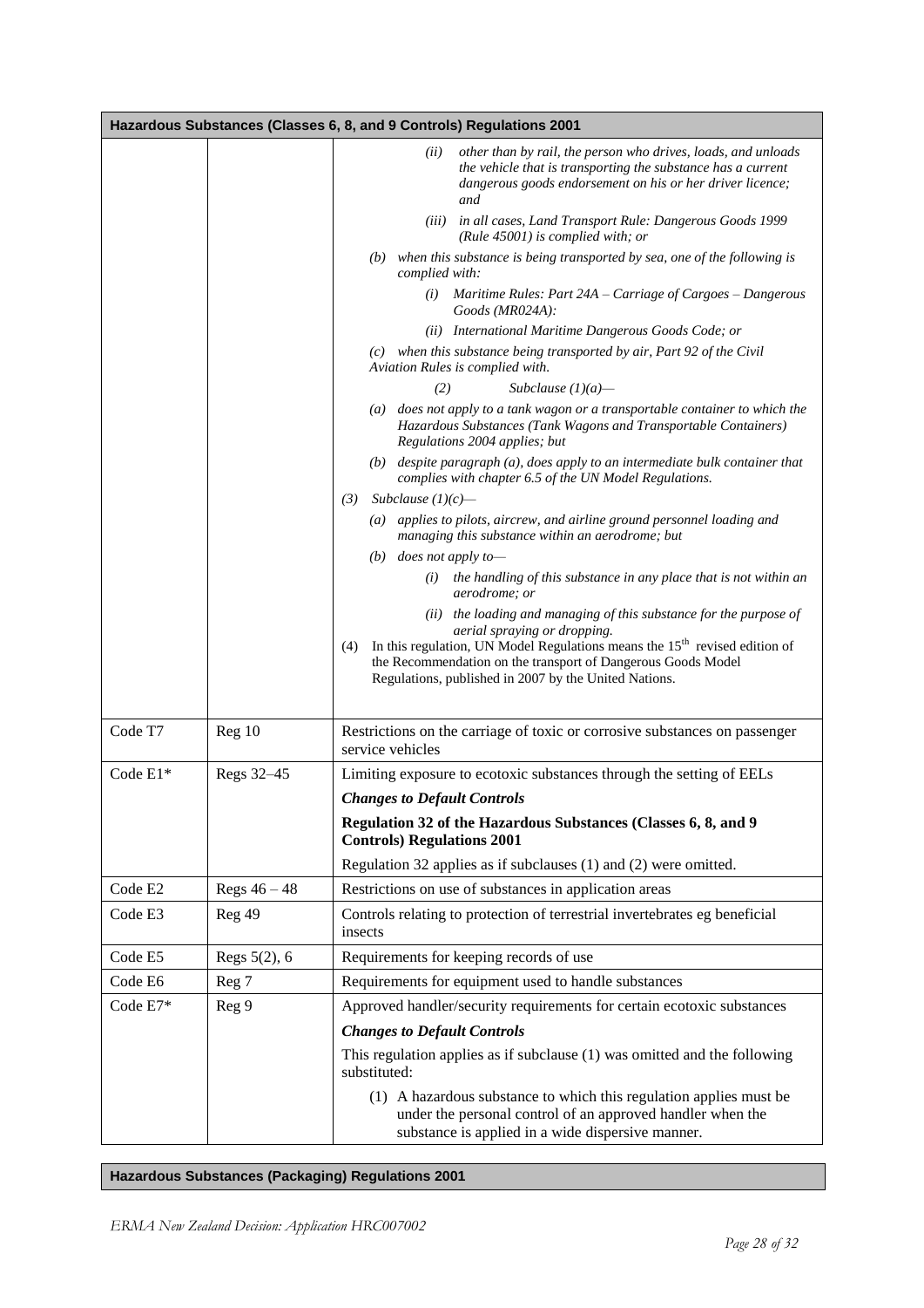| Hazardous Substances (Classes 6, 8, and 9 Controls) Regulations 2001 | | |
|---|---|---|
| | | *(ii) other than by rail, the person who drives, loads, and unloads the vehicle that is transporting the substance has a current dangerous goods endorsement on his or her driver licence; and*<br>*(iii) in all cases, Land Transport Rule: Dangerous Goods 1999 (Rule 45001) is complied with; or*<br>*(b) when this substance is being transported by sea, one of the following is complied with:*<br>*(i) Maritime Rules: Part 24A – Carriage of Cargoes – Dangerous Goods (MR024A):*<br>*(ii) International Maritime Dangerous Goods Code; or*<br>*(c) when this substance being transported by air, Part 92 of the Civil Aviation Rules is complied with.*<br>*(2) Subclause (1)(a)—*<br>*(a) does not apply to a tank wagon or a transportable container to which the Hazardous Substances (Tank Wagons and Transportable Containers) Regulations 2004 applies; but*<br>*(b) despite paragraph (a), does apply to an intermediate bulk container that complies with chapter 6.5 of the UN Model Regulations.*<br>*(3) Subclause (1)(c)—*<br>*(a) applies to pilots, aircrew, and airline ground personnel loading and managing this substance within an aerodrome; but*<br>*(b) does not apply to—*<br>*(i) the handling of this substance in any place that is not within an aerodrome; or*<br>*(ii) the loading and managing of this substance for the purpose of aerial spraying or dropping.*<br>(4) In this regulation, UN Model Regulations means the 15th revised edition of the Recommendation on the transport of Dangerous Goods Model Regulations, published in 2007 by the United Nations. |
| Code T7 | Reg 10 | Restrictions on the carriage of toxic or corrosive substances on passenger service vehicles |
| Code E1* | Regs 32–45 | Limiting exposure to ecotoxic substances through the setting of EELs<br>***Changes to Default Controls***<br>**Regulation 32 of the Hazardous Substances (Classes 6, 8, and 9 Controls) Regulations 2001**<br>Regulation 32 applies as if subclauses (1) and (2) were omitted. |
| Code E2 | Regs 46 – 48 | Restrictions on use of substances in application areas |
| Code E3 | Reg 49 | Controls relating to protection of terrestrial invertebrates eg beneficial insects |
| Code E5 | Regs 5(2), 6 | Requirements for keeping records of use |
| Code E6 | Reg 7 | Requirements for equipment used to handle substances |
| Code E7* | Reg 9 | Approved handler/security requirements for certain ecotoxic substances<br>***Changes to Default Controls***<br>This regulation applies as if subclause (1) was omitted and the following substituted:<br>(1) A hazardous substance to which this regulation applies must be under the personal control of an approved handler when the substance is applied in a wide dispersive manner. |

**Hazardous Substances (Packaging) Regulations 2001**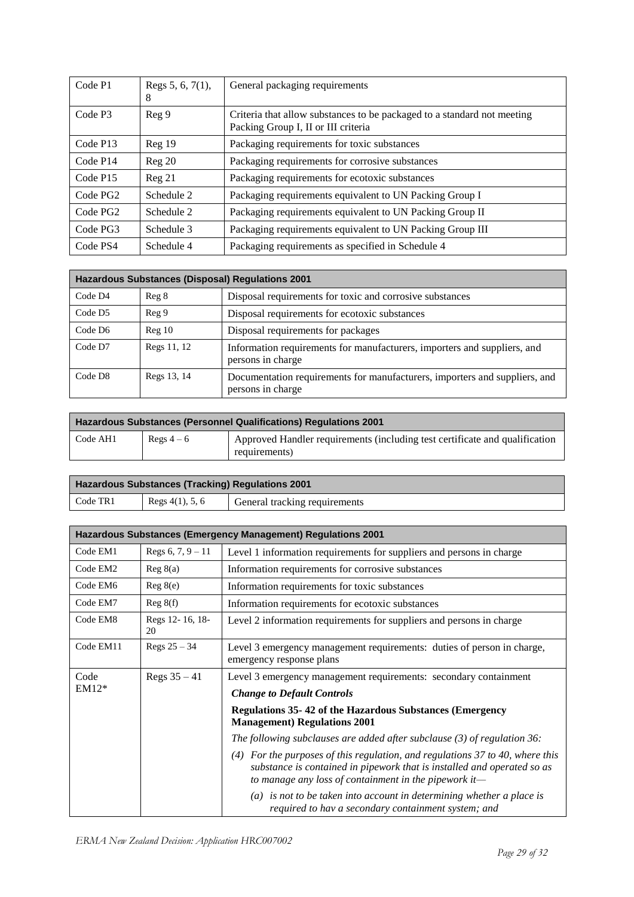| | | |
|---|---|---|
| Code P1 | Regs 5, 6, 7(1), 8 | General packaging requirements |
| Code P3 | Reg 9 | Criteria that allow substances to be packaged to a standard not meeting Packing Group I, II or III criteria |
| Code P13 | Reg 19 | Packaging requirements for toxic substances |
| Code P14 | Reg 20 | Packaging requirements for corrosive substances |
| Code P15 | Reg 21 | Packaging requirements for ecotoxic substances |
| Code PG2 | Schedule 2 | Packaging requirements equivalent to UN Packing Group I |
| Code PG2 | Schedule 2 | Packaging requirements equivalent to UN Packing Group II |
| Code PG3 | Schedule 3 | Packaging requirements equivalent to UN Packing Group III |
| Code PS4 | Schedule 4 | Packaging requirements as specified in Schedule 4 |

| **Hazardous Substances (Disposal) Regulations 2001** | | |
|---|---|---|
| Code D4 | Reg 8 | Disposal requirements for toxic and corrosive substances |
| Code D5 | Reg 9 | Disposal requirements for ecotoxic substances |
| Code D6 | Reg 10 | Disposal requirements for packages |
| Code D7 | Regs 11, 12 | Information requirements for manufacturers, importers and suppliers, and persons in charge |
| Code D8 | Regs 13, 14 | Documentation requirements for manufacturers, importers and suppliers, and persons in charge |

| **Hazardous Substances (Personnel Qualifications) Regulations 2001** | | |
|---|---|---|
| Code AH1 | Regs 4 – 6 | Approved Handler requirements (including test certificate and qualification requirements) |

| **Hazardous Substances (Tracking) Regulations 2001** | | |
|---|---|---|
| Code TR1 | Regs 4(1), 5, 6 | General tracking requirements |

| **Hazardous Substances (Emergency Management) Regulations 2001** | | |
|---|---|---|
| Code EM1 | Regs 6, 7, 9 – 11 | Level 1 information requirements for suppliers and persons in charge |
| Code EM2 | Reg 8(a) | Information requirements for corrosive substances |
| Code EM6 | Reg 8(e) | Information requirements for toxic substances |
| Code EM7 | Reg 8(f) | Information requirements for ecotoxic substances |
| Code EM8 | Regs 12- 16, 18-20 | Level 2 information requirements for suppliers and persons in charge |
| Code EM11 | Regs 25 – 34 | Level 3 emergency management requirements: duties of person in charge, emergency response plans |
| Code EM12* | Regs 35 – 41 | Level 3 emergency management requirements: secondary containment<br>***Change to Default Controls***<br>**Regulations 35- 42 of the Hazardous Substances (Emergency Management) Regulations 2001**<br>*The following subclauses are added after subclause (3) of regulation 36:*<br>*(4) For the purposes of this regulation, and regulations 37 to 40, where this substance is contained in pipework that is installed and operated so as to manage any loss of containment in the pipework it—*<br>*(a) is not to be taken into account in determining whether a place is required to hav a secondary containment system; and* |

*ERMA New Zealand Decision: Application HRC007002*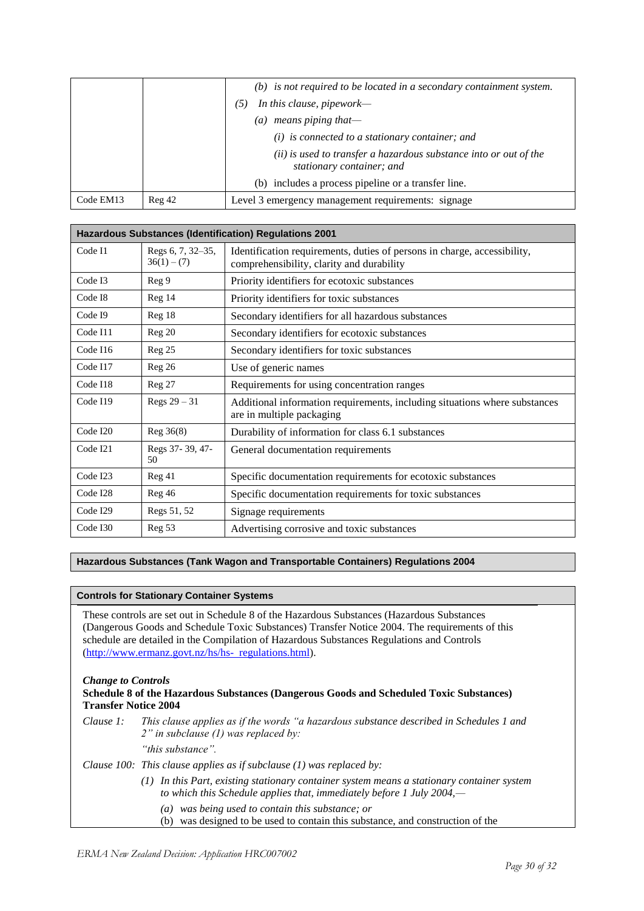| | | *(b) is not required to be located in a secondary containment system.*<br>*(5) In this clause, pipework—*<br>*(a) means piping that—*<br>*(i) is connected to a stationary container; and*<br>*(ii) is used to transfer a hazardous substance into or out of the stationary container; and*<br>(b) includes a process pipeline or a transfer line. |
|---|---|---|
| Code EM13 | Reg 42 | Level 3 emergency management requirements: signage |

| **Hazardous Substances (Identification) Regulations 2001** | | |
|---|---|---|
| Code I1 | Regs 6, 7, 32–35, 36(1) – (7) | Identification requirements, duties of persons in charge, accessibility, comprehensibility, clarity and durability |
| Code I3 | Reg 9 | Priority identifiers for ecotoxic substances |
| Code I8 | Reg 14 | Priority identifiers for toxic substances |
| Code I9 | Reg 18 | Secondary identifiers for all hazardous substances |
| Code I11 | Reg 20 | Secondary identifiers for ecotoxic substances |
| Code I16 | Reg 25 | Secondary identifiers for toxic substances |
| Code I17 | Reg 26 | Use of generic names |
| Code I18 | Reg 27 | Requirements for using concentration ranges |
| Code I19 | Regs 29 – 31 | Additional information requirements, including situations where substances are in multiple packaging |
| Code I20 | Reg 36(8) | Durability of information for class 6.1 substances |
| Code I21 | Regs 37- 39, 47- 50 | General documentation requirements |
| Code I23 | Reg 41 | Specific documentation requirements for ecotoxic substances |
| Code I28 | Reg 46 | Specific documentation requirements for toxic substances |
| Code I29 | Regs 51, 52 | Signage requirements |
| Code I30 | Reg 53 | Advertising corrosive and toxic substances |

**Hazardous Substances (Tank Wagon and Transportable Containers) Regulations 2004**

**Controls for Stationary Container Systems**

These controls are set out in Schedule 8 of the Hazardous Substances (Hazardous Substances (Dangerous Goods and Schedule Toxic Substances) Transfer Notice 2004. The requirements of this schedule are detailed in the Compilation of Hazardous Substances Regulations and Controls (http://www.ermanz.govt.nz/hs/hs- regulations.html).

***Change to Controls***

**Schedule 8 of the Hazardous Substances (Dangerous Goods and Scheduled Toxic Substances) Transfer Notice 2004**

*Clause 1:* *This clause applies as if the words "a hazardous substance described in Schedules 1 and 2" in subclause (1) was replaced by:*

*"this substance".*

*Clause 100:* *This clause applies as if subclause (1) was replaced by:*

*(1) In this Part, existing stationary container system means a stationary container system to which this Schedule applies that, immediately before 1 July 2004,—*

*(a) was being used to contain this substance; or*

(b) was designed to be used to contain this substance, and construction of the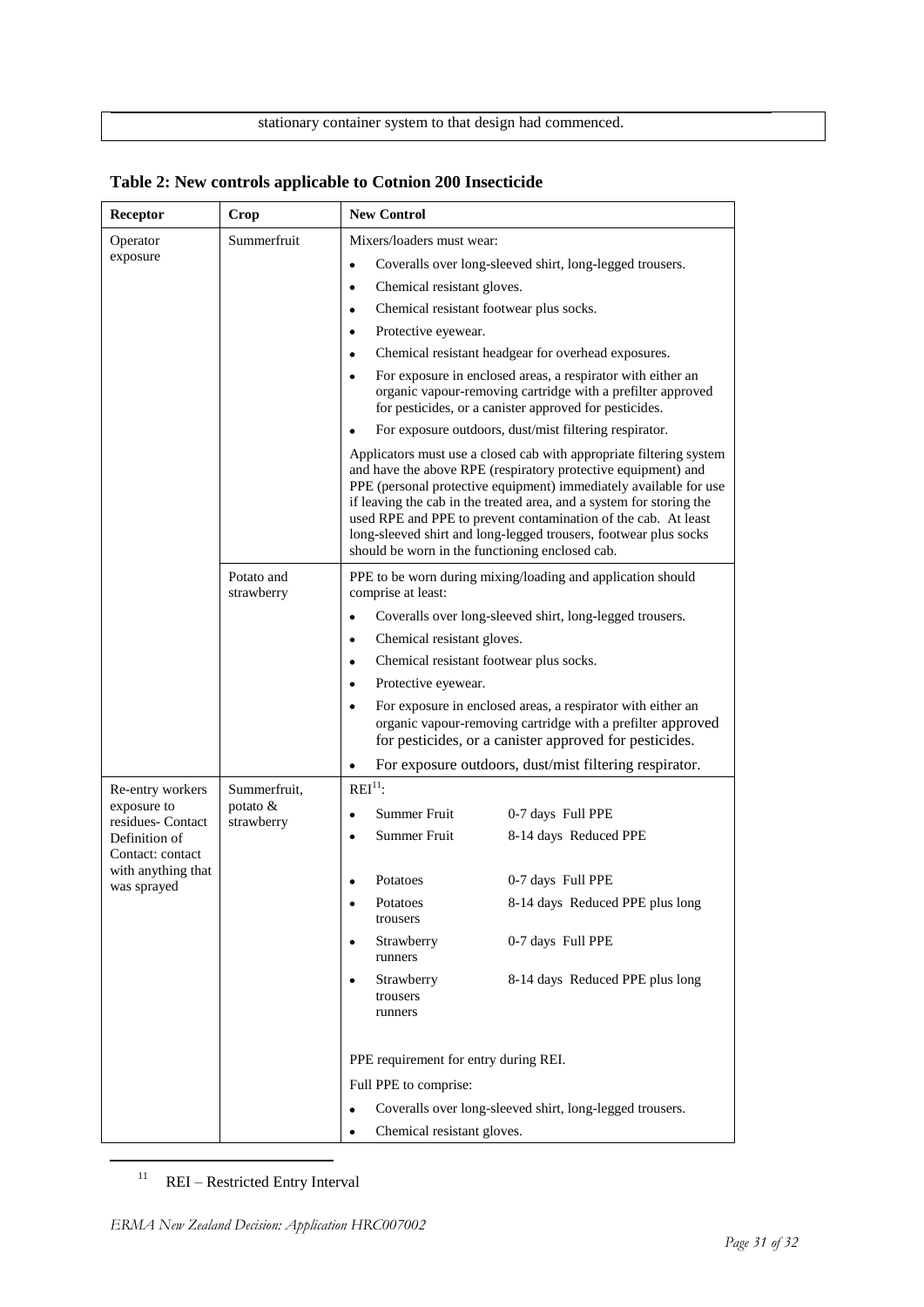stationary container system to that design had commenced.

**Table 2: New controls applicable to Cotnion 200 Insecticide**

| Receptor | Crop | New Control |
|---|---|---|
| Operator exposure | Summerfruit | Mixers/loaders must wear:<br>• Coveralls over long-sleeved shirt, long-legged trousers.<br>• Chemical resistant gloves.<br>• Chemical resistant footwear plus socks.<br>• Protective eyewear.<br>• Chemical resistant headgear for overhead exposures.<br>• For exposure in enclosed areas, a respirator with either an organic vapour-removing cartridge with a prefilter approved for pesticides, or a canister approved for pesticides.<br>• For exposure outdoors, dust/mist filtering respirator.<br>Applicators must use a closed cab with appropriate filtering system and have the above RPE (respiratory protective equipment) and PPE (personal protective equipment) immediately available for use if leaving the cab in the treated area, and a system for storing the used RPE and PPE to prevent contamination of the cab. At least long-sleeved shirt and long-legged trousers, footwear plus socks should be worn in the functioning enclosed cab. |
| | Potato and strawberry | PPE to be worn during mixing/loading and application should comprise at least:<br>• Coveralls over long-sleeved shirt, long-legged trousers.<br>• Chemical resistant gloves.<br>• Chemical resistant footwear plus socks.<br>• Protective eyewear.<br>• For exposure in enclosed areas, a respirator with either an organic vapour-removing cartridge with a prefilter approved for pesticides, or a canister approved for pesticides.<br>• For exposure outdoors, dust/mist filtering respirator. |
| Re-entry workers exposure to residues- Contact Definition of Contact: contact with anything that was sprayed | Summerfruit, potato & strawberry | REI[11]:<br>• Summer Fruit — 0-7 days Full PPE<br>• Summer Fruit — 8-14 days Reduced PPE<br>• Potatoes — 0-7 days Full PPE<br>• Potatoes — 8-14 days Reduced PPE plus long trousers<br>• Strawberry runners — 0-7 days Full PPE<br>• Strawberry runners — 8-14 days Reduced PPE plus long trousers<br>PPE requirement for entry during REI.<br>Full PPE to comprise:<br>• Coveralls over long-sleeved shirt, long-legged trousers.<br>• Chemical resistant gloves. |

[11] REI – Restricted Entry Interval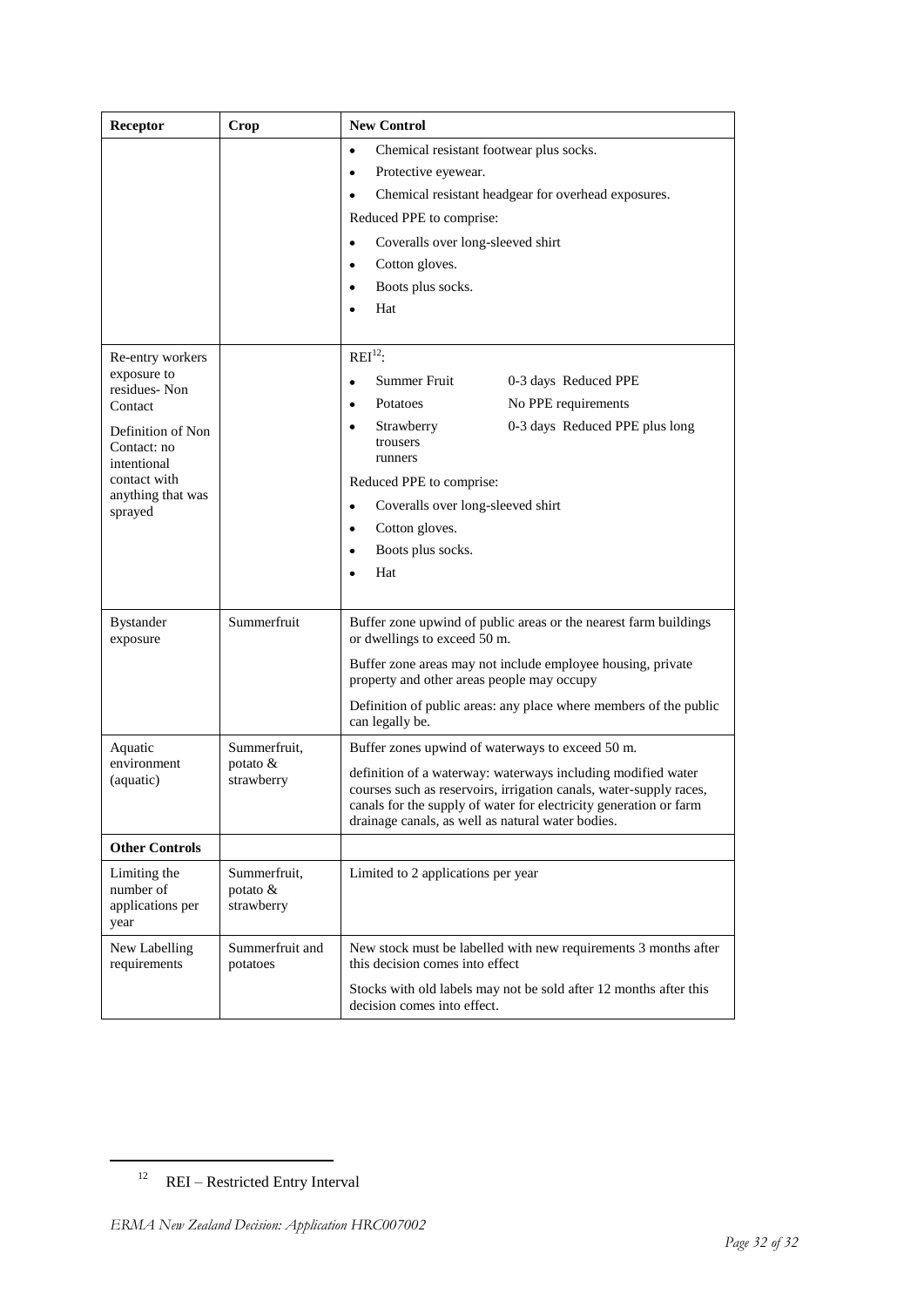| Receptor | Crop | New Control |
| --- | --- | --- |
| | | • Chemical resistant footwear plus socks.<br>• Protective eyewear.<br>• Chemical resistant headgear for overhead exposures.<br>Reduced PPE to comprise:<br>• Coveralls over long-sleeved shirt<br>• Cotton gloves.<br>• Boots plus socks.<br>• Hat |
| Re-entry workers exposure to residues- Non Contact<br><br>Definition of Non Contact: no intentional contact with anything that was sprayed | | REI[12]:<br>• Summer Fruit 0-3 days Reduced PPE<br>• Potatoes No PPE requirements<br>• Strawberry 0-3 days Reduced PPE plus long trousers runners<br>Reduced PPE to comprise:<br>• Coveralls over long-sleeved shirt<br>• Cotton gloves.<br>• Boots plus socks.<br>• Hat |
| Bystander exposure | Summerfruit | Buffer zone upwind of public areas or the nearest farm buildings or dwellings to exceed 50 m.<br><br>Buffer zone areas may not include employee housing, private property and other areas people may occupy<br><br>Definition of public areas: any place where members of the public can legally be. |
| Aquatic environment (aquatic) | Summerfruit, potato & strawberry | Buffer zones upwind of waterways to exceed 50 m.<br><br>definition of a waterway: waterways including modified water courses such as reservoirs, irrigation canals, water-supply races, canals for the supply of water for electricity generation or farm drainage canals, as well as natural water bodies. |
| **Other Controls** | | |
| Limiting the number of applications per year | Summerfruit, potato & strawberry | Limited to 2 applications per year |
| New Labelling requirements | Summerfruit and potatoes | New stock must be labelled with new requirements 3 months after this decision comes into effect<br><br>Stocks with old labels may not be sold after 12 months after this decision comes into effect. |

[12] REI – Restricted Entry Interval